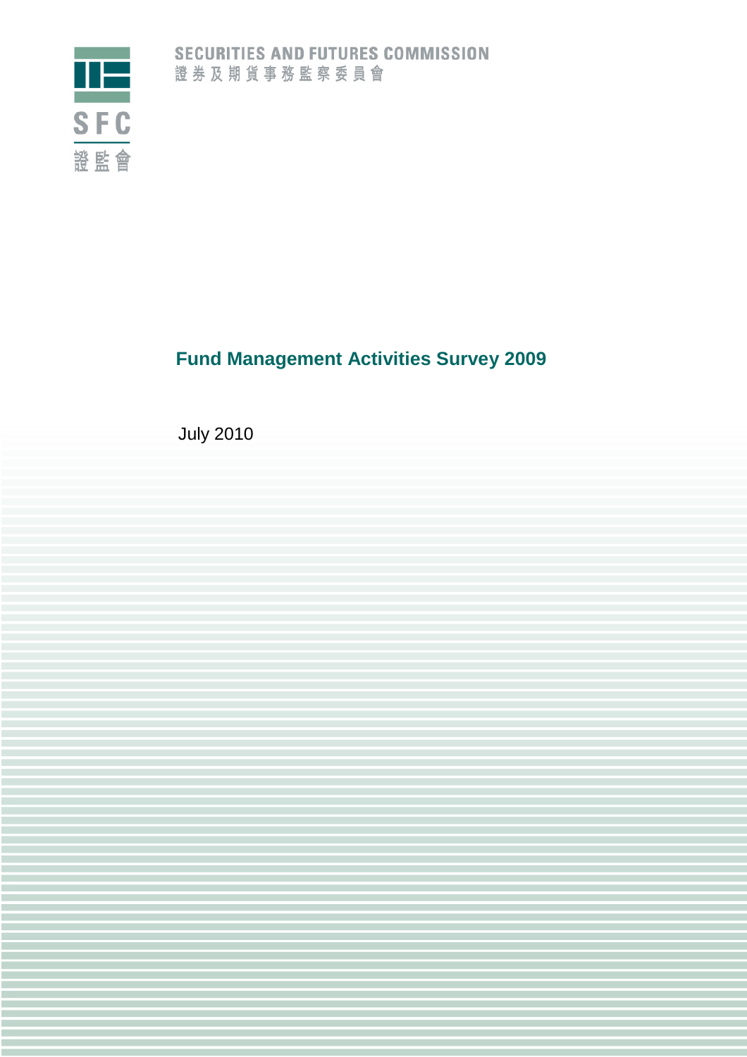SECURITIES AND FUTURES COMMISSION
證券及期貨事務監察委員會

SFC
證監會

# Fund Management Activities Survey 2009

July 2010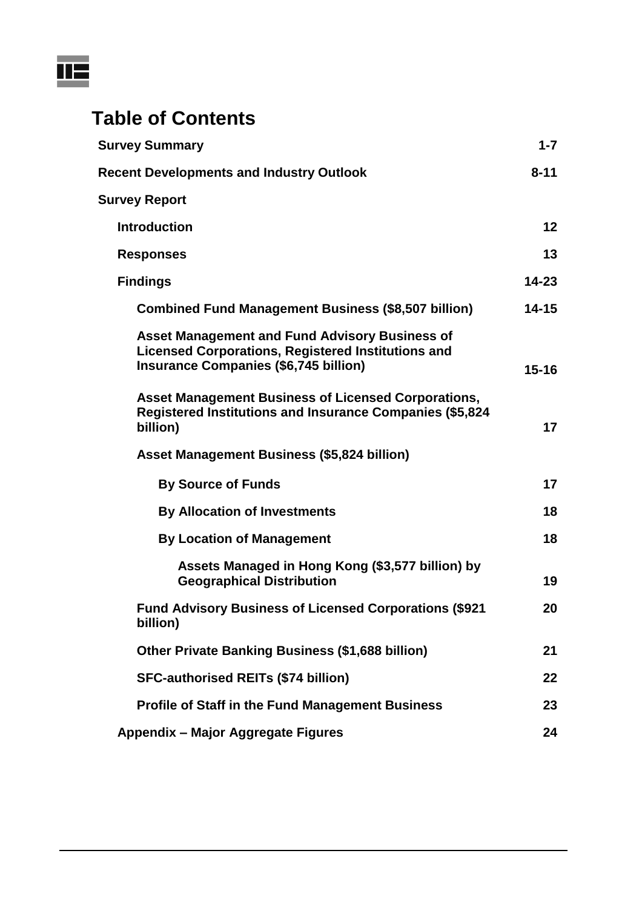# Table of Contents

| | |
|---|---|
| **Survey Summary** | **1-7** |
| **Recent Developments and Industry Outlook** | **8-11** |
| **Survey Report** | |
| **Introduction** | **12** |
| **Responses** | **13** |
| **Findings** | **14-23** |
| **Combined Fund Management Business ($8,507 billion)** | **14-15** |
| **Asset Management and Fund Advisory Business of Licensed Corporations, Registered Institutions and Insurance Companies ($6,745 billion)** | **15-16** |
| **Asset Management Business of Licensed Corporations, Registered Institutions and Insurance Companies ($5,824 billion)** | **17** |
| **Asset Management Business ($5,824 billion)** | |
| **By Source of Funds** | **17** |
| **By Allocation of Investments** | **18** |
| **By Location of Management** | **18** |
| **Assets Managed in Hong Kong ($3,577 billion) by Geographical Distribution** | **19** |
| **Fund Advisory Business of Licensed Corporations ($921 billion)** | **20** |
| **Other Private Banking Business ($1,688 billion)** | **21** |
| **SFC-authorised REITs ($74 billion)** | **22** |
| **Profile of Staff in the Fund Management Business** | **23** |
| **Appendix – Major Aggregate Figures** | **24** |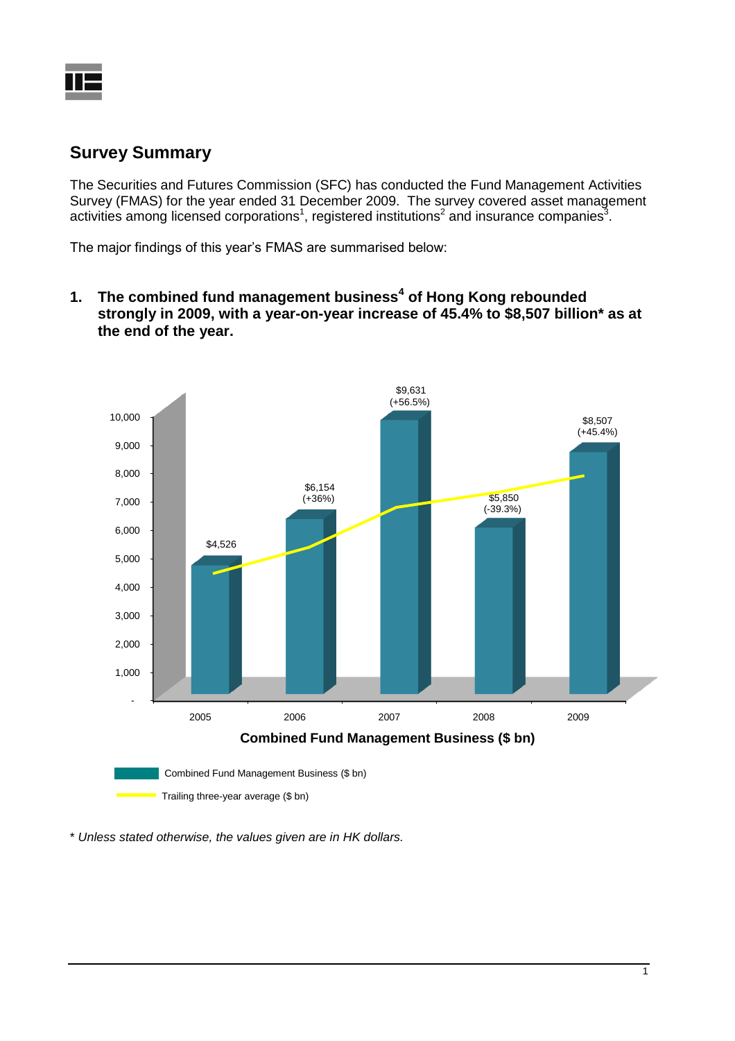## Survey Summary

The Securities and Futures Commission (SFC) has conducted the Fund Management Activities Survey (FMAS) for the year ended 31 December 2009. The survey covered asset management activities among licensed corporations[1], registered institutions[2] and insurance companies[3].

The major findings of this year's FMAS are summarised below:

**1. The combined fund management business[4] of Hong Kong rebounded strongly in 2009, with a year-on-year increase of 45.4% to $8,507 billion* as at the end of the year.**

| Year | Combined Fund Management Business ($ bn) |
|---|---|
| 2005 | $4,526 |
| 2006 | $6,154 (+36%) |
| 2007 | $9,631 (+56.5%) |
| 2008 | $5,850 (-39.3%) |
| 2009 | $8,507 (+45.4%) |

**Combined Fund Management Business ($ bn)**

Combined Fund Management Business ($ bn)

Trailing three-year average ($ bn)

*\* Unless stated otherwise, the values given are in HK dollars.*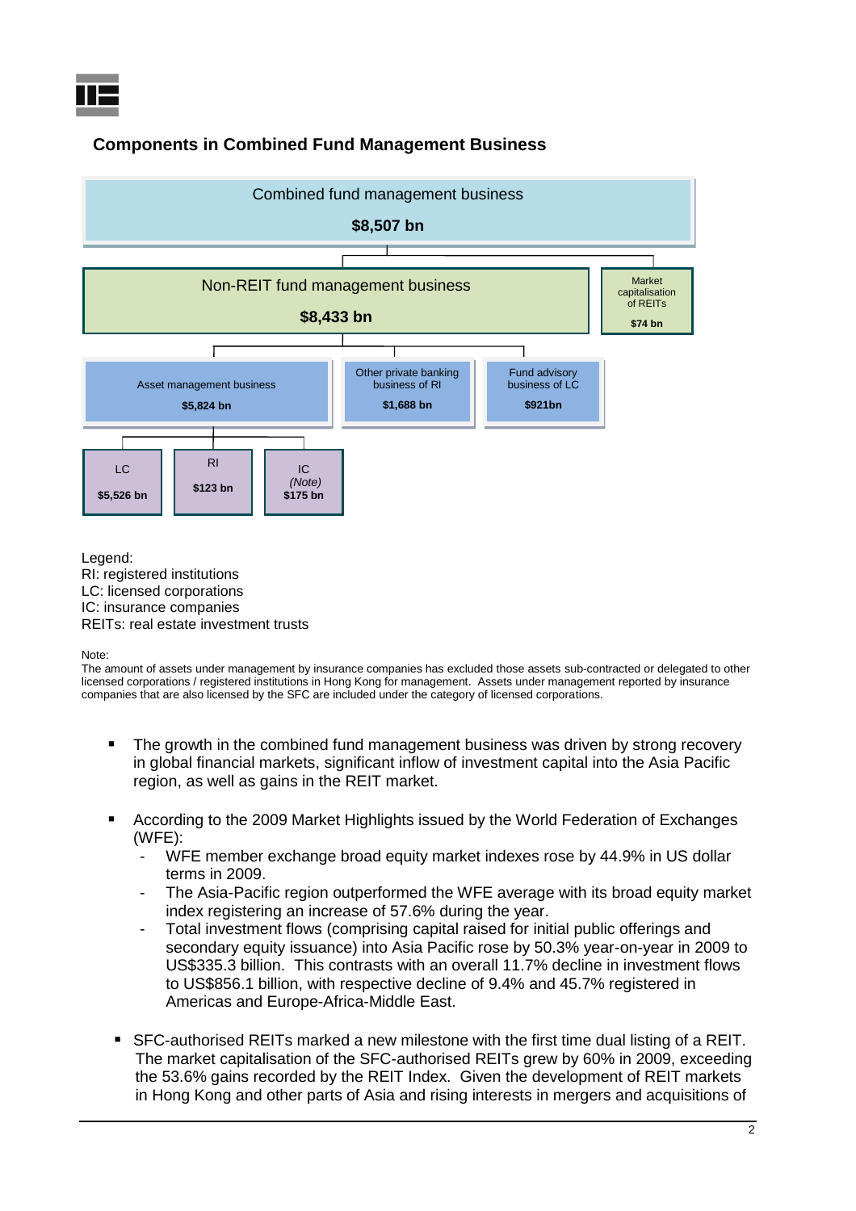## Components in Combined Fund Management Business

Combined fund management business
**$8,507 bn**

- Non-REIT fund management business **$8,433 bn**
  - Asset management business **$5,824 bn**
    - LC **$5,526 bn**
    - RI **$123 bn**
    - IC *(Note)* **$175 bn**
  - Other private banking business of RI **$1,688 bn**
  - Fund advisory business of LC **$921bn**
- Market capitalisation of REITs **$74 bn**

Legend:
RI: registered institutions
LC: licensed corporations
IC: insurance companies
REITs: real estate investment trusts

Note:
The amount of assets under management by insurance companies has excluded those assets sub-contracted or delegated to other licensed corporations / registered institutions in Hong Kong for management. Assets under management reported by insurance companies that are also licensed by the SFC are included under the category of licensed corporations.

- The growth in the combined fund management business was driven by strong recovery in global financial markets, significant inflow of investment capital into the Asia Pacific region, as well as gains in the REIT market.

- According to the 2009 Market Highlights issued by the World Federation of Exchanges (WFE):
  - WFE member exchange broad equity market indexes rose by 44.9% in US dollar terms in 2009.
  - The Asia-Pacific region outperformed the WFE average with its broad equity market index registering an increase of 57.6% during the year.
  - Total investment flows (comprising capital raised for initial public offerings and secondary equity issuance) into Asia Pacific rose by 50.3% year-on-year in 2009 to US$335.3 billion. This contrasts with an overall 11.7% decline in investment flows to US$856.1 billion, with respective decline of 9.4% and 45.7% registered in Americas and Europe-Africa-Middle East.

- SFC-authorised REITs marked a new milestone with the first time dual listing of a REIT. The market capitalisation of the SFC-authorised REITs grew by 60% in 2009, exceeding the 53.6% gains recorded by the REIT Index. Given the development of REIT markets in Hong Kong and other parts of Asia and rising interests in mergers and acquisitions of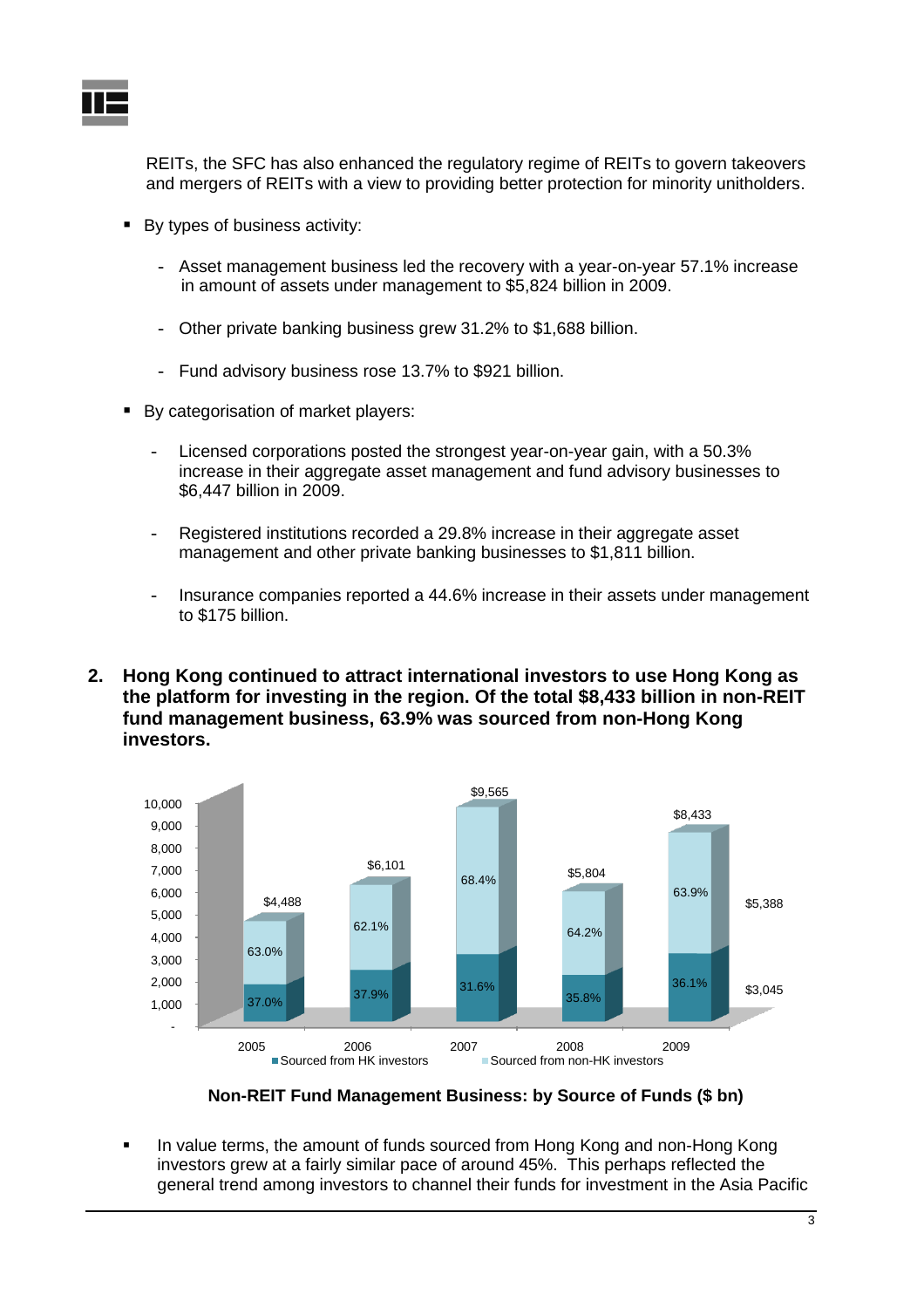REITs, the SFC has also enhanced the regulatory regime of REITs to govern takeovers and mergers of REITs with a view to providing better protection for minority unitholders.

- By types of business activity:
  - Asset management business led the recovery with a year-on-year 57.1% increase in amount of assets under management to $5,824 billion in 2009.
  - Other private banking business grew 31.2% to $1,688 billion.
  - Fund advisory business rose 13.7% to $921 billion.
- By categorisation of market players:
  - Licensed corporations posted the strongest year-on-year gain, with a 50.3% increase in their aggregate asset management and fund advisory businesses to $6,447 billion in 2009.
  - Registered institutions recorded a 29.8% increase in their aggregate asset management and other private banking businesses to $1,811 billion.
  - Insurance companies reported a 44.6% increase in their assets under management to $175 billion.

**2. Hong Kong continued to attract international investors to use Hong Kong as the platform for investing in the region. Of the total $8,433 billion in non-REIT fund management business, 63.9% was sourced from non-Hong Kong investors.**

| Year | Total ($ bn) | Sourced from HK investors | Sourced from non-HK investors |
|---|---|---|---|
| 2005 | $4,488 | 37.0% | 63.0% |
| 2006 | $6,101 | 37.9% | 62.1% |
| 2007 | $9,565 | 31.6% | 68.4% |
| 2008 | $5,804 | 35.8% | 64.2% |
| 2009 | $8,433 | 36.1% ($3,045) | 63.9% ($5,388) |

**Non-REIT Fund Management Business: by Source of Funds ($ bn)**

- In value terms, the amount of funds sourced from Hong Kong and non-Hong Kong investors grew at a fairly similar pace of around 45%. This perhaps reflected the general trend among investors to channel their funds for investment in the Asia Pacific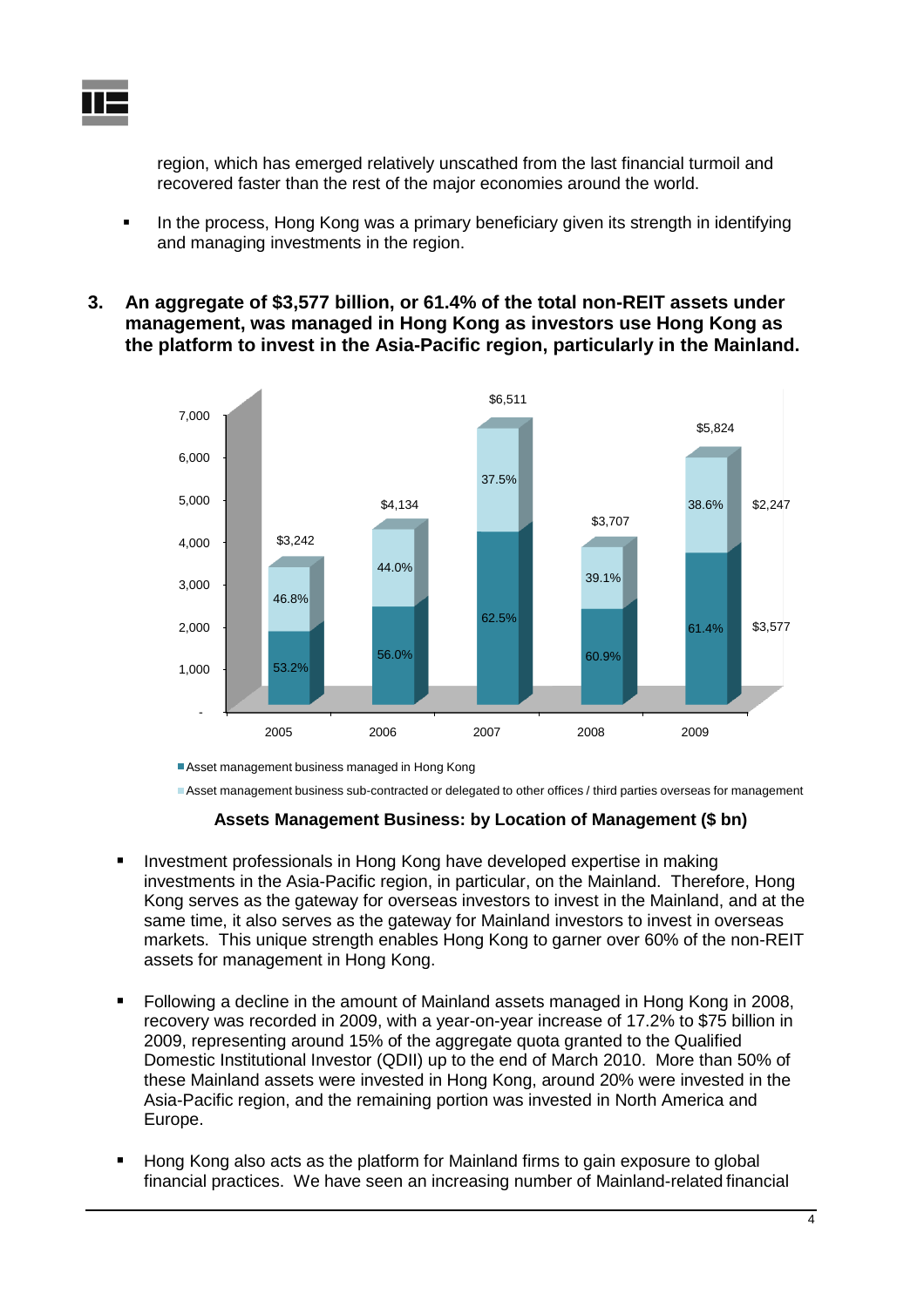region, which has emerged relatively unscathed from the last financial turmoil and recovered faster than the rest of the major economies around the world.

- In the process, Hong Kong was a primary beneficiary given its strength in identifying and managing investments in the region.

**3. An aggregate of $3,577 billion, or 61.4% of the total non-REIT assets under management, was managed in Hong Kong as investors use Hong Kong as the platform to invest in the Asia-Pacific region, particularly in the Mainland.**

| Year | Total | Asset management business managed in Hong Kong | Asset management business sub-contracted or delegated to other offices / third parties overseas for management |
|---|---|---|---|
| 2005 | $3,242 | 53.2% | 46.8% |
| 2006 | $4,134 | 56.0% | 44.0% |
| 2007 | $6,511 | 62.5% | 37.5% |
| 2008 | $3,707 | 60.9% | 39.1% |
| 2009 | $5,824 | 61.4% ($3,577) | 38.6% ($2,247) |

**Assets Management Business: by Location of Management ($ bn)**

- Investment professionals in Hong Kong have developed expertise in making investments in the Asia-Pacific region, in particular, on the Mainland. Therefore, Hong Kong serves as the gateway for overseas investors to invest in the Mainland, and at the same time, it also serves as the gateway for Mainland investors to invest in overseas markets. This unique strength enables Hong Kong to garner over 60% of the non-REIT assets for management in Hong Kong.

- Following a decline in the amount of Mainland assets managed in Hong Kong in 2008, recovery was recorded in 2009, with a year-on-year increase of 17.2% to $75 billion in 2009, representing around 15% of the aggregate quota granted to the Qualified Domestic Institutional Investor (QDII) up to the end of March 2010. More than 50% of these Mainland assets were invested in Hong Kong, around 20% were invested in the Asia-Pacific region, and the remaining portion was invested in North America and Europe.

- Hong Kong also acts as the platform for Mainland firms to gain exposure to global financial practices. We have seen an increasing number of Mainland-related financial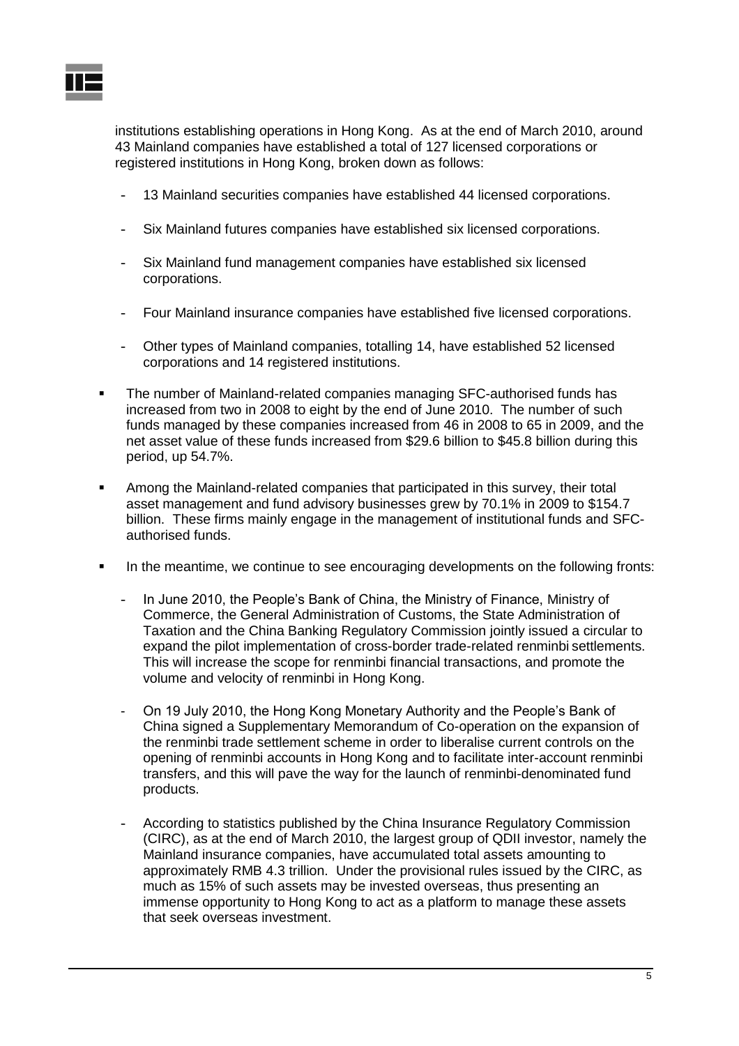institutions establishing operations in Hong Kong. As at the end of March 2010, around 43 Mainland companies have established a total of 127 licensed corporations or registered institutions in Hong Kong, broken down as follows:

- 13 Mainland securities companies have established 44 licensed corporations.
- Six Mainland futures companies have established six licensed corporations.
- Six Mainland fund management companies have established six licensed corporations.
- Four Mainland insurance companies have established five licensed corporations.
- Other types of Mainland companies, totalling 14, have established 52 licensed corporations and 14 registered institutions.

- The number of Mainland-related companies managing SFC-authorised funds has increased from two in 2008 to eight by the end of June 2010. The number of such funds managed by these companies increased from 46 in 2008 to 65 in 2009, and the net asset value of these funds increased from $29.6 billion to $45.8 billion during this period, up 54.7%.

- Among the Mainland-related companies that participated in this survey, their total asset management and fund advisory businesses grew by 70.1% in 2009 to $154.7 billion. These firms mainly engage in the management of institutional funds and SFC-authorised funds.

- In the meantime, we continue to see encouraging developments on the following fronts:

  - In June 2010, the People's Bank of China, the Ministry of Finance, Ministry of Commerce, the General Administration of Customs, the State Administration of Taxation and the China Banking Regulatory Commission jointly issued a circular to expand the pilot implementation of cross-border trade-related renminbi settlements. This will increase the scope for renminbi financial transactions, and promote the volume and velocity of renminbi in Hong Kong.
  - On 19 July 2010, the Hong Kong Monetary Authority and the People's Bank of China signed a Supplementary Memorandum of Co-operation on the expansion of the renminbi trade settlement scheme in order to liberalise current controls on the opening of renminbi accounts in Hong Kong and to facilitate inter-account renminbi transfers, and this will pave the way for the launch of renminbi-denominated fund products.
  - According to statistics published by the China Insurance Regulatory Commission (CIRC), as at the end of March 2010, the largest group of QDII investor, namely the Mainland insurance companies, have accumulated total assets amounting to approximately RMB 4.3 trillion. Under the provisional rules issued by the CIRC, as much as 15% of such assets may be invested overseas, thus presenting an immense opportunity to Hong Kong to act as a platform to manage these assets that seek overseas investment.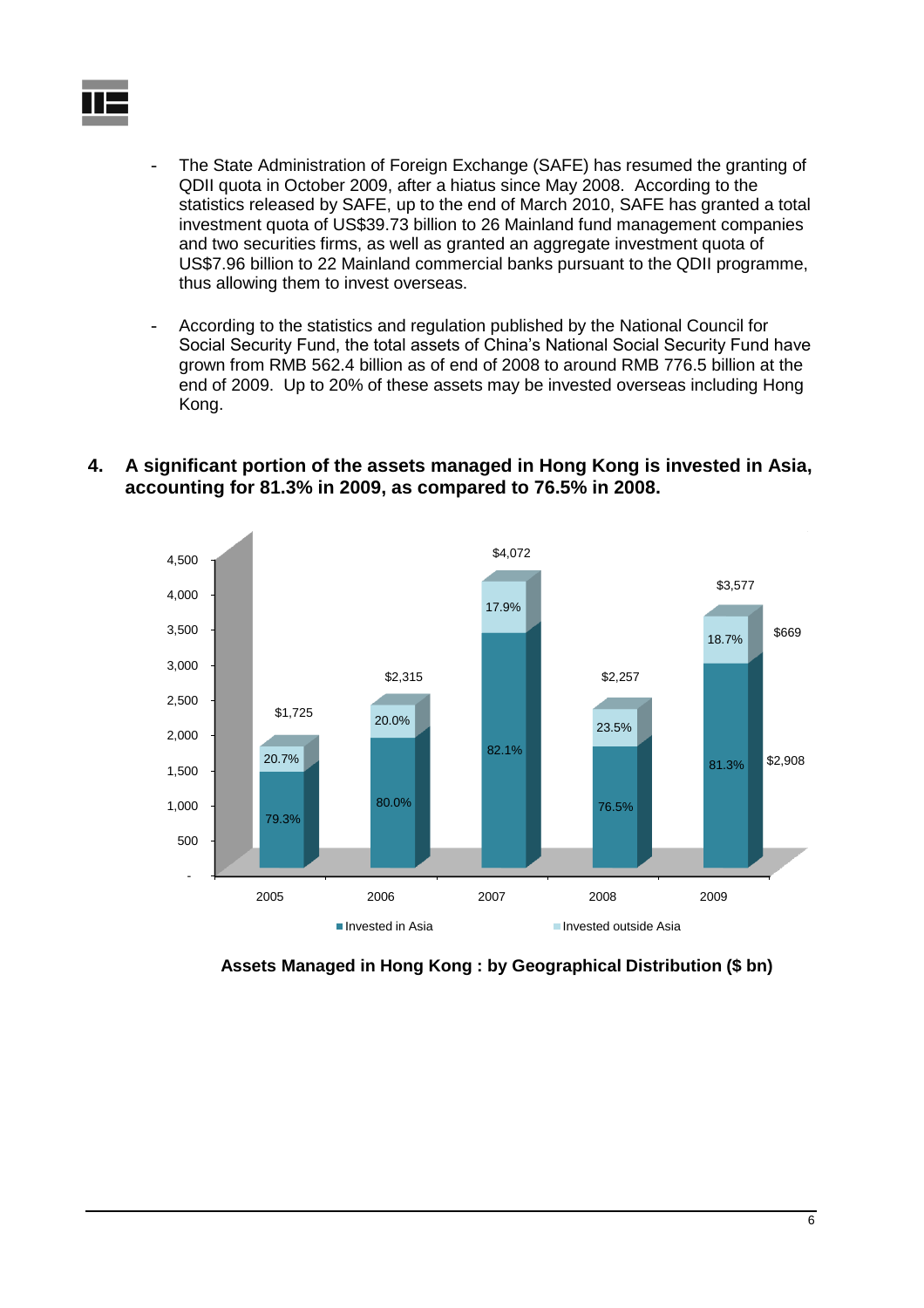- The State Administration of Foreign Exchange (SAFE) has resumed the granting of QDII quota in October 2009, after a hiatus since May 2008. According to the statistics released by SAFE, up to the end of March 2010, SAFE has granted a total investment quota of US$39.73 billion to 26 Mainland fund management companies and two securities firms, as well as granted an aggregate investment quota of US$7.96 billion to 22 Mainland commercial banks pursuant to the QDII programme, thus allowing them to invest overseas.

- According to the statistics and regulation published by the National Council for Social Security Fund, the total assets of China's National Social Security Fund have grown from RMB 562.4 billion as of end of 2008 to around RMB 776.5 billion at the end of 2009. Up to 20% of these assets may be invested overseas including Hong Kong.

**4. A significant portion of the assets managed in Hong Kong is invested in Asia, accounting for 81.3% in 2009, as compared to 76.5% in 2008.**

| Year | Total | Invested in Asia | Invested outside Asia |
|---|---|---|---|
| 2005 | $1,725 | 79.3% | 20.7% |
| 2006 | $2,315 | 80.0% | 20.0% |
| 2007 | $4,072 | 82.1% | 17.9% |
| 2008 | $2,257 | 76.5% | 23.5% |
| 2009 | $3,577 | 81.3% ($2,908) | 18.7% ($669) |

**Assets Managed in Hong Kong : by Geographical Distribution ($ bn)**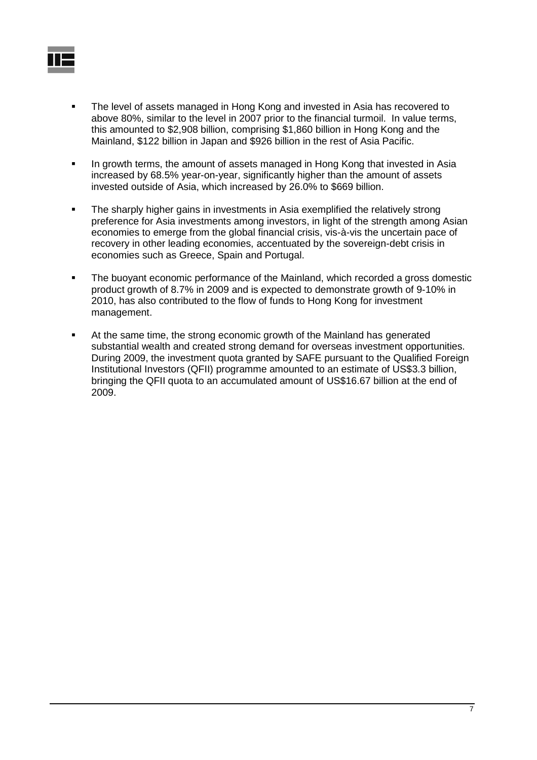- The level of assets managed in Hong Kong and invested in Asia has recovered to above 80%, similar to the level in 2007 prior to the financial turmoil. In value terms, this amounted to $2,908 billion, comprising $1,860 billion in Hong Kong and the Mainland, $122 billion in Japan and $926 billion in the rest of Asia Pacific.

- In growth terms, the amount of assets managed in Hong Kong that invested in Asia increased by 68.5% year-on-year, significantly higher than the amount of assets invested outside of Asia, which increased by 26.0% to $669 billion.

- The sharply higher gains in investments in Asia exemplified the relatively strong preference for Asia investments among investors, in light of the strength among Asian economies to emerge from the global financial crisis, vis-à-vis the uncertain pace of recovery in other leading economies, accentuated by the sovereign-debt crisis in economies such as Greece, Spain and Portugal.

- The buoyant economic performance of the Mainland, which recorded a gross domestic product growth of 8.7% in 2009 and is expected to demonstrate growth of 9-10% in 2010, has also contributed to the flow of funds to Hong Kong for investment management.

- At the same time, the strong economic growth of the Mainland has generated substantial wealth and created strong demand for overseas investment opportunities. During 2009, the investment quota granted by SAFE pursuant to the Qualified Foreign Institutional Investors (QFII) programme amounted to an estimate of US$3.3 billion, bringing the QFII quota to an accumulated amount of US$16.67 billion at the end of 2009.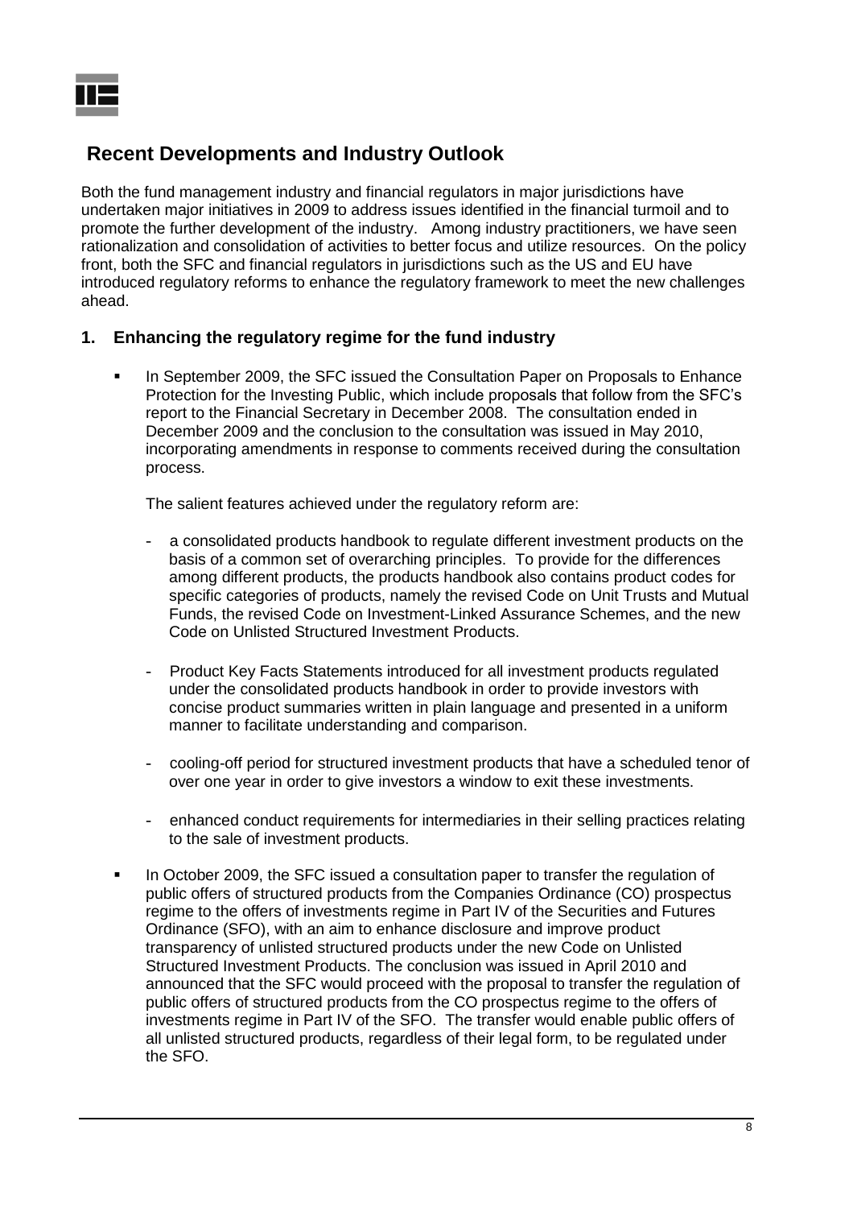## Recent Developments and Industry Outlook

Both the fund management industry and financial regulators in major jurisdictions have undertaken major initiatives in 2009 to address issues identified in the financial turmoil and to promote the further development of the industry. Among industry practitioners, we have seen rationalization and consolidation of activities to better focus and utilize resources. On the policy front, both the SFC and financial regulators in jurisdictions such as the US and EU have introduced regulatory reforms to enhance the regulatory framework to meet the new challenges ahead.

### 1. Enhancing the regulatory regime for the fund industry

- In September 2009, the SFC issued the Consultation Paper on Proposals to Enhance Protection for the Investing Public, which include proposals that follow from the SFC's report to the Financial Secretary in December 2008. The consultation ended in December 2009 and the conclusion to the consultation was issued in May 2010, incorporating amendments in response to comments received during the consultation process.

  The salient features achieved under the regulatory reform are:

  - a consolidated products handbook to regulate different investment products on the basis of a common set of overarching principles. To provide for the differences among different products, the products handbook also contains product codes for specific categories of products, namely the revised Code on Unit Trusts and Mutual Funds, the revised Code on Investment-Linked Assurance Schemes, and the new Code on Unlisted Structured Investment Products.

  - Product Key Facts Statements introduced for all investment products regulated under the consolidated products handbook in order to provide investors with concise product summaries written in plain language and presented in a uniform manner to facilitate understanding and comparison.

  - cooling-off period for structured investment products that have a scheduled tenor of over one year in order to give investors a window to exit these investments.

  - enhanced conduct requirements for intermediaries in their selling practices relating to the sale of investment products.

- In October 2009, the SFC issued a consultation paper to transfer the regulation of public offers of structured products from the Companies Ordinance (CO) prospectus regime to the offers of investments regime in Part IV of the Securities and Futures Ordinance (SFO), with an aim to enhance disclosure and improve product transparency of unlisted structured products under the new Code on Unlisted Structured Investment Products. The conclusion was issued in April 2010 and announced that the SFC would proceed with the proposal to transfer the regulation of public offers of structured products from the CO prospectus regime to the offers of investments regime in Part IV of the SFO. The transfer would enable public offers of all unlisted structured products, regardless of their legal form, to be regulated under the SFO.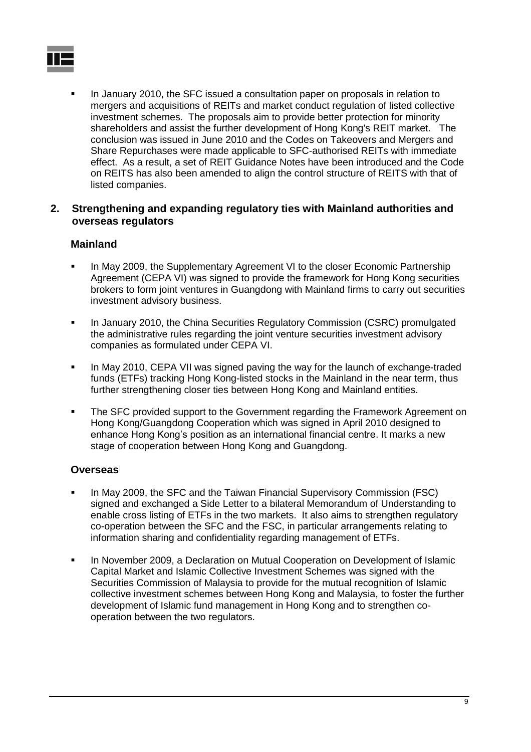- In January 2010, the SFC issued a consultation paper on proposals in relation to mergers and acquisitions of REITs and market conduct regulation of listed collective investment schemes. The proposals aim to provide better protection for minority shareholders and assist the further development of Hong Kong's REIT market. The conclusion was issued in June 2010 and the Codes on Takeovers and Mergers and Share Repurchases were made applicable to SFC-authorised REITs with immediate effect. As a result, a set of REIT Guidance Notes have been introduced and the Code on REITS has also been amended to align the control structure of REITS with that of listed companies.

## 2. Strengthening and expanding regulatory ties with Mainland authorities and overseas regulators

### Mainland

- In May 2009, the Supplementary Agreement VI to the closer Economic Partnership Agreement (CEPA VI) was signed to provide the framework for Hong Kong securities brokers to form joint ventures in Guangdong with Mainland firms to carry out securities investment advisory business.
- In January 2010, the China Securities Regulatory Commission (CSRC) promulgated the administrative rules regarding the joint venture securities investment advisory companies as formulated under CEPA VI.
- In May 2010, CEPA VII was signed paving the way for the launch of exchange-traded funds (ETFs) tracking Hong Kong-listed stocks in the Mainland in the near term, thus further strengthening closer ties between Hong Kong and Mainland entities.
- The SFC provided support to the Government regarding the Framework Agreement on Hong Kong/Guangdong Cooperation which was signed in April 2010 designed to enhance Hong Kong's position as an international financial centre. It marks a new stage of cooperation between Hong Kong and Guangdong.

### Overseas

- In May 2009, the SFC and the Taiwan Financial Supervisory Commission (FSC) signed and exchanged a Side Letter to a bilateral Memorandum of Understanding to enable cross listing of ETFs in the two markets. It also aims to strengthen regulatory co-operation between the SFC and the FSC, in particular arrangements relating to information sharing and confidentiality regarding management of ETFs.
- In November 2009, a Declaration on Mutual Cooperation on Development of Islamic Capital Market and Islamic Collective Investment Schemes was signed with the Securities Commission of Malaysia to provide for the mutual recognition of Islamic collective investment schemes between Hong Kong and Malaysia, to foster the further development of Islamic fund management in Hong Kong and to strengthen co-operation between the two regulators.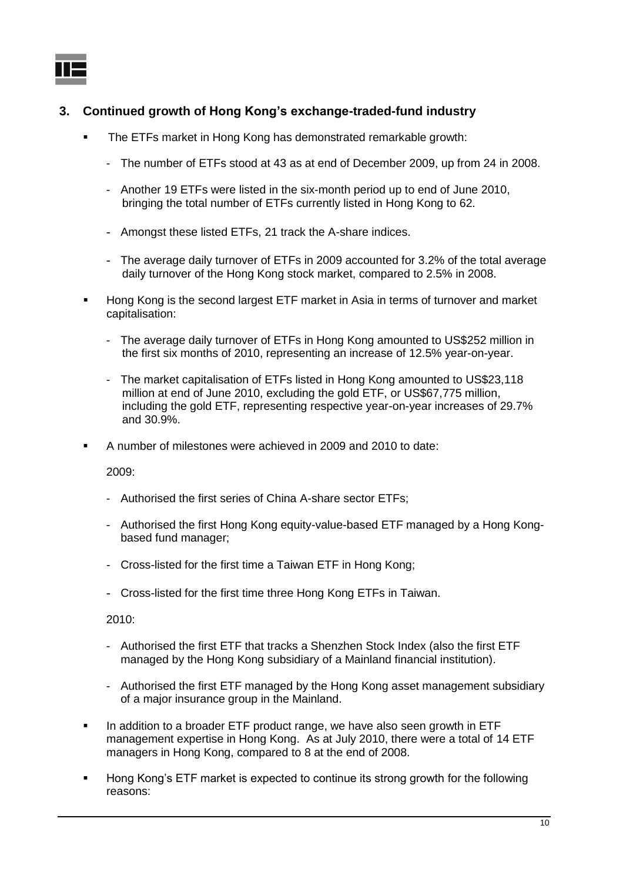## 3. Continued growth of Hong Kong's exchange-traded-fund industry

- The ETFs market in Hong Kong has demonstrated remarkable growth:
  - The number of ETFs stood at 43 as at end of December 2009, up from 24 in 2008.
  - Another 19 ETFs were listed in the six-month period up to end of June 2010, bringing the total number of ETFs currently listed in Hong Kong to 62.
  - Amongst these listed ETFs, 21 track the A-share indices.
  - The average daily turnover of ETFs in 2009 accounted for 3.2% of the total average daily turnover of the Hong Kong stock market, compared to 2.5% in 2008.
- Hong Kong is the second largest ETF market in Asia in terms of turnover and market capitalisation:
  - The average daily turnover of ETFs in Hong Kong amounted to US$252 million in the first six months of 2010, representing an increase of 12.5% year-on-year.
  - The market capitalisation of ETFs listed in Hong Kong amounted to US$23,118 million at end of June 2010, excluding the gold ETF, or US$67,775 million, including the gold ETF, representing respective year-on-year increases of 29.7% and 30.9%.
- A number of milestones were achieved in 2009 and 2010 to date:

  2009:

  - Authorised the first series of China A-share sector ETFs;
  - Authorised the first Hong Kong equity-value-based ETF managed by a Hong Kong-based fund manager;
  - Cross-listed for the first time a Taiwan ETF in Hong Kong;
  - Cross-listed for the first time three Hong Kong ETFs in Taiwan.

  2010:

  - Authorised the first ETF that tracks a Shenzhen Stock Index (also the first ETF managed by the Hong Kong subsidiary of a Mainland financial institution).
  - Authorised the first ETF managed by the Hong Kong asset management subsidiary of a major insurance group in the Mainland.
- In addition to a broader ETF product range, we have also seen growth in ETF management expertise in Hong Kong. As at July 2010, there were a total of 14 ETF managers in Hong Kong, compared to 8 at the end of 2008.
- Hong Kong's ETF market is expected to continue its strong growth for the following reasons: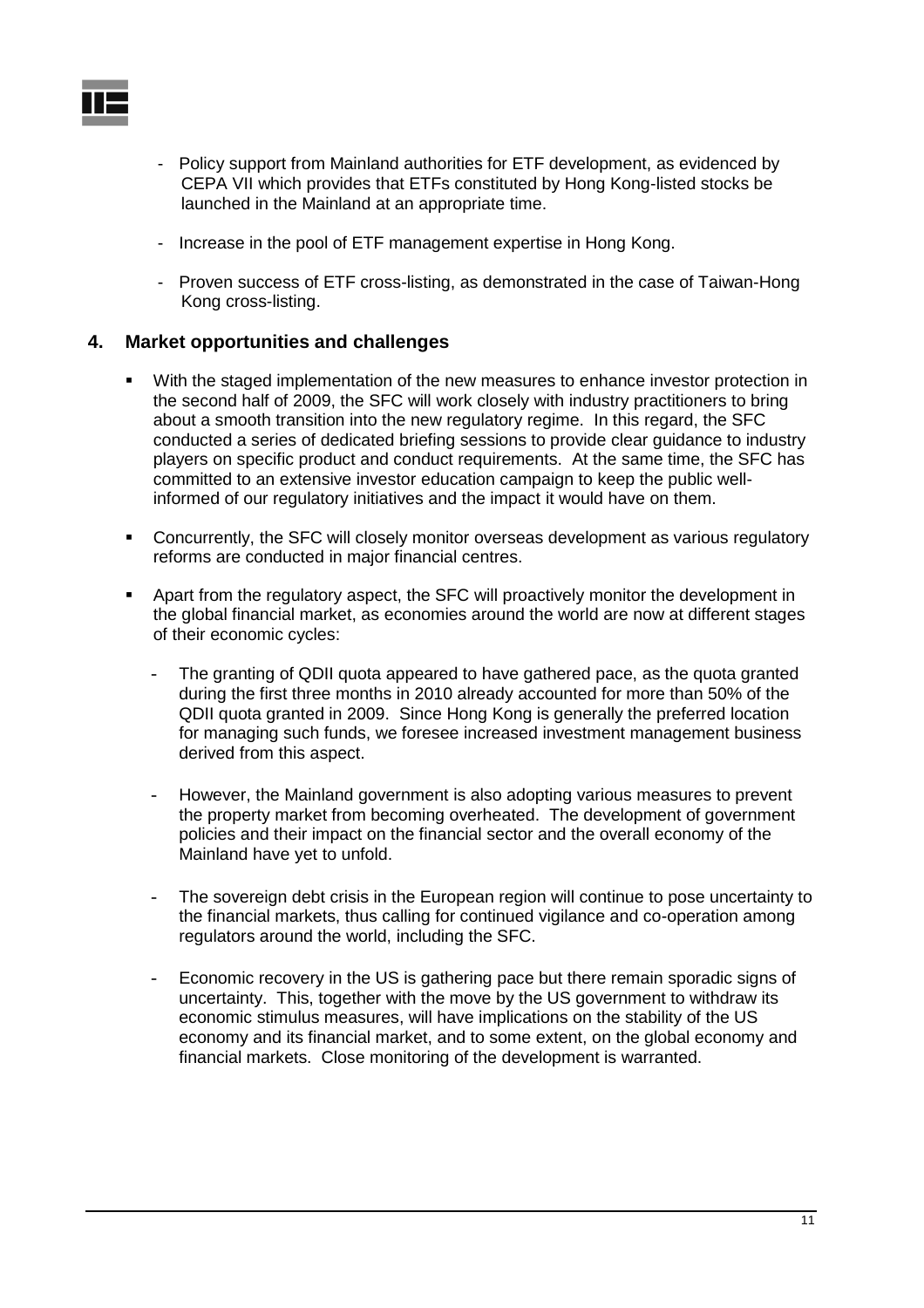- Policy support from Mainland authorities for ETF development, as evidenced by CEPA VII which provides that ETFs constituted by Hong Kong-listed stocks be launched in the Mainland at an appropriate time.

- Increase in the pool of ETF management expertise in Hong Kong.

- Proven success of ETF cross-listing, as demonstrated in the case of Taiwan-Hong Kong cross-listing.

## 4. Market opportunities and challenges

- With the staged implementation of the new measures to enhance investor protection in the second half of 2009, the SFC will work closely with industry practitioners to bring about a smooth transition into the new regulatory regime. In this regard, the SFC conducted a series of dedicated briefing sessions to provide clear guidance to industry players on specific product and conduct requirements. At the same time, the SFC has committed to an extensive investor education campaign to keep the public well-informed of our regulatory initiatives and the impact it would have on them.

- Concurrently, the SFC will closely monitor overseas development as various regulatory reforms are conducted in major financial centres.

- Apart from the regulatory aspect, the SFC will proactively monitor the development in the global financial market, as economies around the world are now at different stages of their economic cycles:

  - The granting of QDII quota appeared to have gathered pace, as the quota granted during the first three months in 2010 already accounted for more than 50% of the QDII quota granted in 2009. Since Hong Kong is generally the preferred location for managing such funds, we foresee increased investment management business derived from this aspect.

  - However, the Mainland government is also adopting various measures to prevent the property market from becoming overheated. The development of government policies and their impact on the financial sector and the overall economy of the Mainland have yet to unfold.

  - The sovereign debt crisis in the European region will continue to pose uncertainty to the financial markets, thus calling for continued vigilance and co-operation among regulators around the world, including the SFC.

  - Economic recovery in the US is gathering pace but there remain sporadic signs of uncertainty. This, together with the move by the US government to withdraw its economic stimulus measures, will have implications on the stability of the US economy and its financial market, and to some extent, on the global economy and financial markets. Close monitoring of the development is warranted.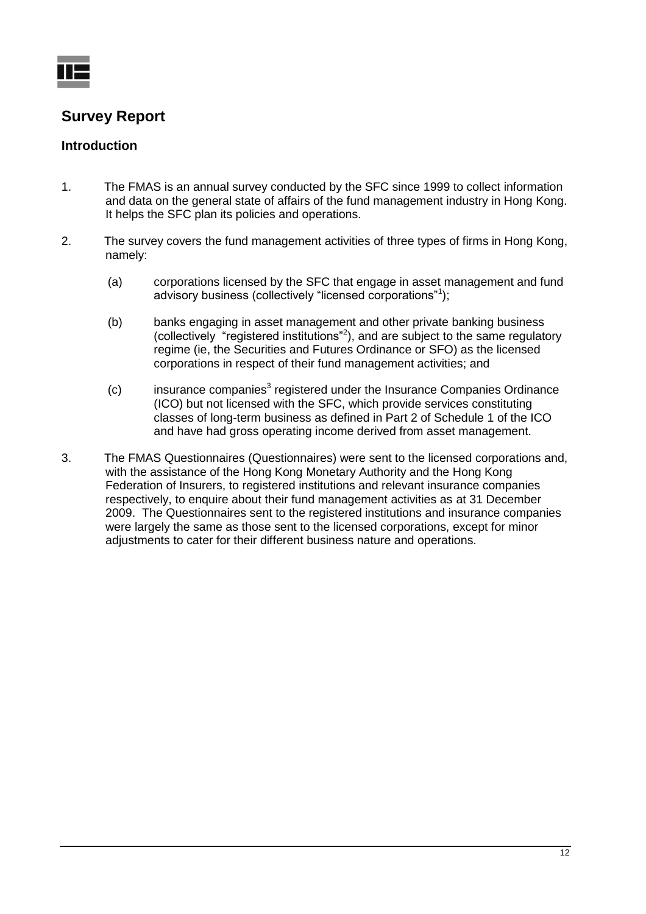## Survey Report

### Introduction

1. The FMAS is an annual survey conducted by the SFC since 1999 to collect information and data on the general state of affairs of the fund management industry in Hong Kong. It helps the SFC plan its policies and operations.

2. The survey covers the fund management activities of three types of firms in Hong Kong, namely:

   (a) corporations licensed by the SFC that engage in asset management and fund advisory business (collectively "licensed corporations"[1]);

   (b) banks engaging in asset management and other private banking business (collectively "registered institutions"[2]), and are subject to the same regulatory regime (ie, the Securities and Futures Ordinance or SFO) as the licensed corporations in respect of their fund management activities; and

   (c) insurance companies[3] registered under the Insurance Companies Ordinance (ICO) but not licensed with the SFC, which provide services constituting classes of long-term business as defined in Part 2 of Schedule 1 of the ICO and have had gross operating income derived from asset management.

3. The FMAS Questionnaires (Questionnaires) were sent to the licensed corporations and, with the assistance of the Hong Kong Monetary Authority and the Hong Kong Federation of Insurers, to registered institutions and relevant insurance companies respectively, to enquire about their fund management activities as at 31 December 2009. The Questionnaires sent to the registered institutions and insurance companies were largely the same as those sent to the licensed corporations, except for minor adjustments to cater for their different business nature and operations.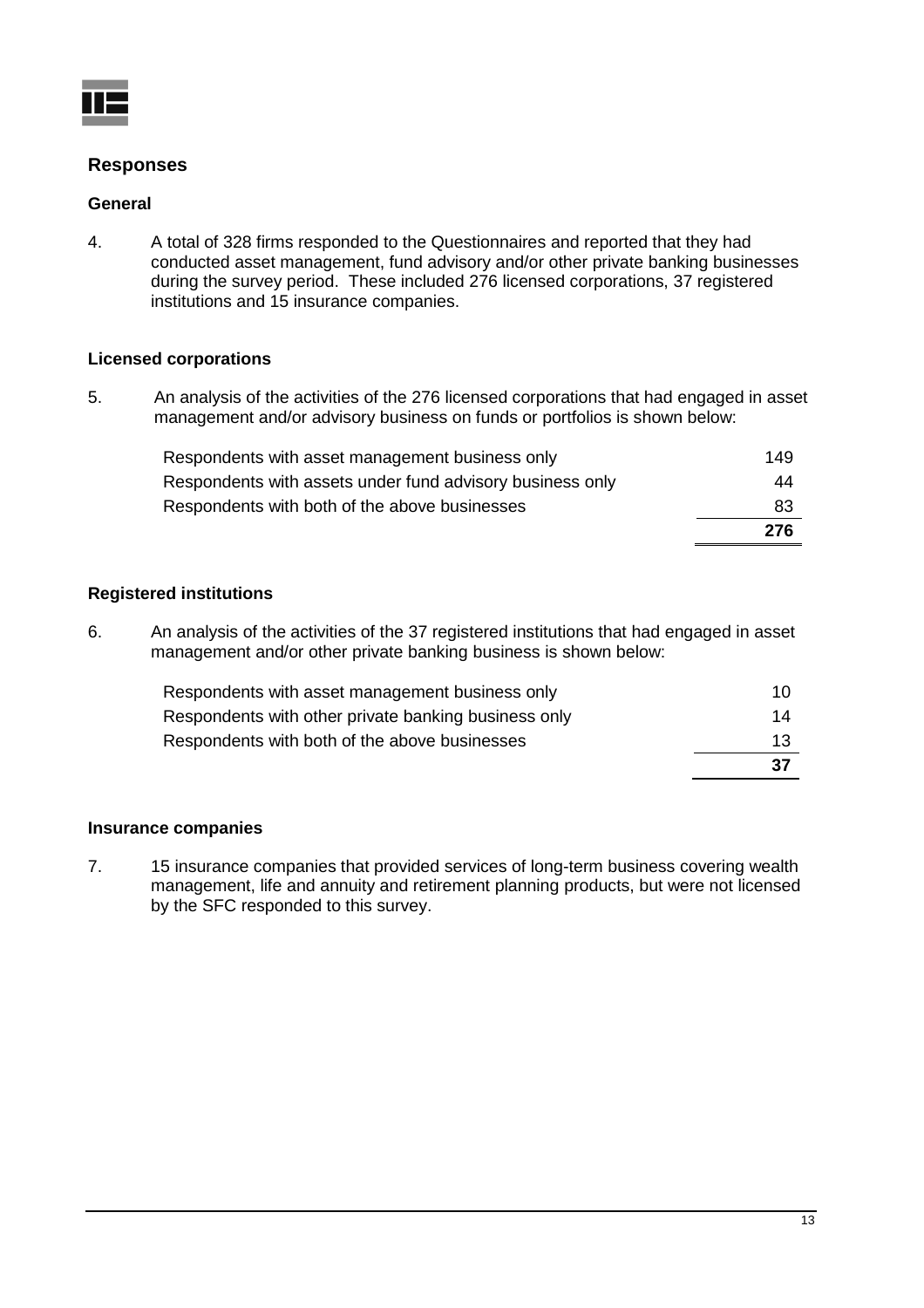## Responses

### General

4. A total of 328 firms responded to the Questionnaires and reported that they had conducted asset management, fund advisory and/or other private banking businesses during the survey period. These included 276 licensed corporations, 37 registered institutions and 15 insurance companies.

### Licensed corporations

5. An analysis of the activities of the 276 licensed corporations that had engaged in asset management and/or advisory business on funds or portfolios is shown below:

| | |
|---|---|
| Respondents with asset management business only | 149 |
| Respondents with assets under fund advisory business only | 44 |
| Respondents with both of the above businesses | 83 |
| | **276** |

### Registered institutions

6. An analysis of the activities of the 37 registered institutions that had engaged in asset management and/or other private banking business is shown below:

| | |
|---|---|
| Respondents with asset management business only | 10 |
| Respondents with other private banking business only | 14 |
| Respondents with both of the above businesses | 13 |
| | **37** |

### Insurance companies

7. 15 insurance companies that provided services of long-term business covering wealth management, life and annuity and retirement planning products, but were not licensed by the SFC responded to this survey.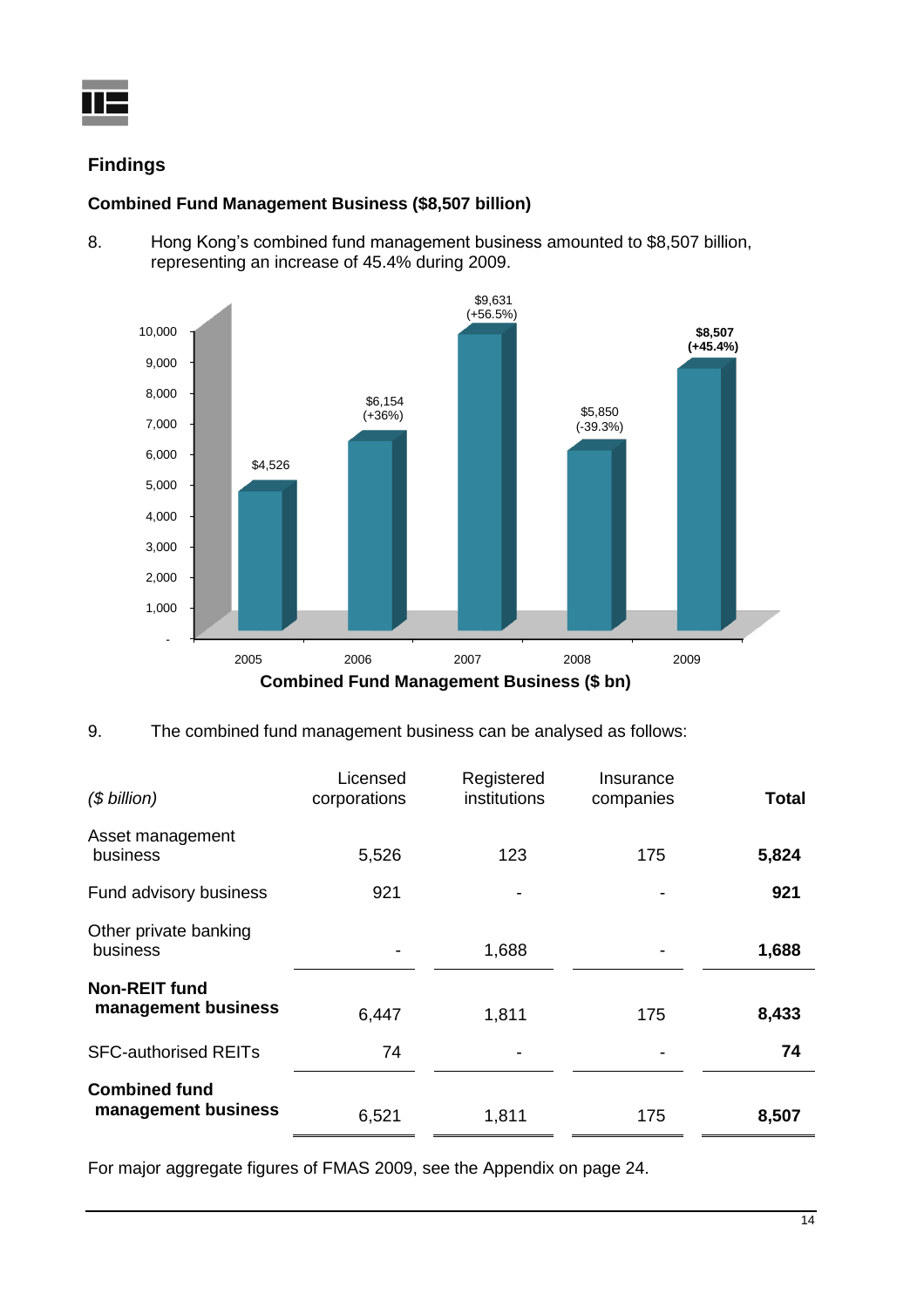## Findings

### Combined Fund Management Business ($8,507 billion)

8. Hong Kong's combined fund management business amounted to $8,507 billion, representing an increase of 45.4% during 2009.

| Year | Combined Fund Management Business ($ bn) |
|---|---|
| 2005 | $4,526 |
| 2006 | $6,154 (+36%) |
| 2007 | $9,631 (+56.5%) |
| 2008 | $5,850 (-39.3%) |
| 2009 | **$8,507 (+45.4%)** |

**Combined Fund Management Business ($ bn)**

9. The combined fund management business can be analysed as follows:

| *($ billion)* | Licensed corporations | Registered institutions | Insurance companies | **Total** |
|---|---|---|---|---|
| Asset management business | 5,526 | 123 | 175 | **5,824** |
| Fund advisory business | 921 | - | - | **921** |
| Other private banking business | - | 1,688 | - | **1,688** |
| **Non-REIT fund management business** | 6,447 | 1,811 | 175 | **8,433** |
| SFC-authorised REITs | 74 | - | - | **74** |
| **Combined fund management business** | 6,521 | 1,811 | 175 | **8,507** |

For major aggregate figures of FMAS 2009, see the Appendix on page 24.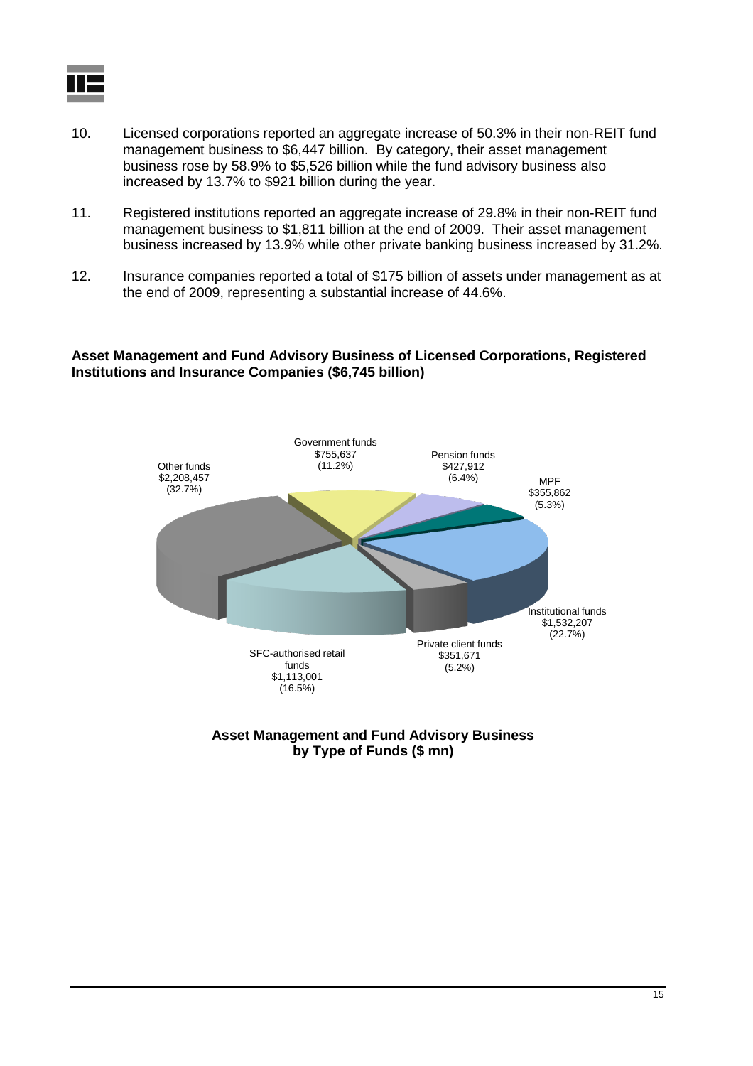10. Licensed corporations reported an aggregate increase of 50.3% in their non-REIT fund management business to $6,447 billion. By category, their asset management business rose by 58.9% to $5,526 billion while the fund advisory business also increased by 13.7% to $921 billion during the year.

11. Registered institutions reported an aggregate increase of 29.8% in their non-REIT fund management business to $1,811 billion at the end of 2009. Their asset management business increased by 13.9% while other private banking business increased by 31.2%.

12. Insurance companies reported a total of $175 billion of assets under management as at the end of 2009, representing a substantial increase of 44.6%.

**Asset Management and Fund Advisory Business of Licensed Corporations, Registered Institutions and Insurance Companies ($6,745 billion)**

Other funds $2,208,457 (32.7%)

Government funds $755,637 (11.2%)

Pension funds $427,912 (6.4%)

MPF $355,862 (5.3%)

Institutional funds $1,532,207 (22.7%)

Private client funds $351,671 (5.2%)

SFC-authorised retail funds $1,113,001 (16.5%)

**Asset Management and Fund Advisory Business by Type of Funds ($ mn)**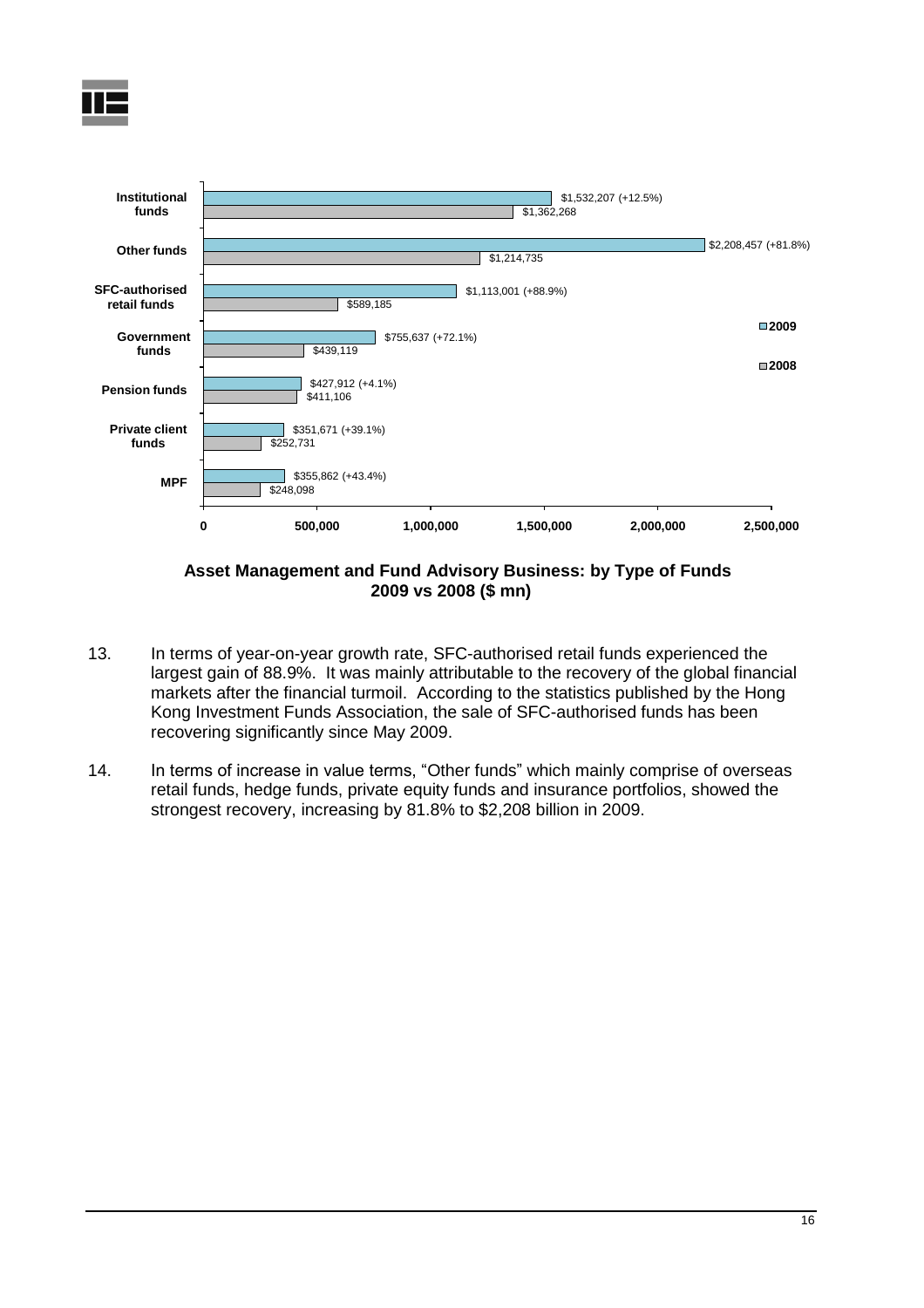| Type of Funds | 2009 | 2008 |
|---|---|---|
| Institutional funds | $1,532,207 (+12.5%) | $1,362,268 |
| Other funds | $2,208,457 (+81.8%) | $1,214,735 |
| SFC-authorised retail funds | $1,113,001 (+88.9%) | $589,185 |
| Government funds | $755,637 (+72.1%) | $439,119 |
| Pension funds | $427,912 (+4.1%) | $411,106 |
| Private client funds | $351,671 (+39.1%) | $252,731 |
| MPF | $355,862 (+43.4%) | $248,098 |

**Asset Management and Fund Advisory Business: by Type of Funds 2009 vs 2008 ($ mn)**

13. In terms of year-on-year growth rate, SFC-authorised retail funds experienced the largest gain of 88.9%. It was mainly attributable to the recovery of the global financial markets after the financial turmoil. According to the statistics published by the Hong Kong Investment Funds Association, the sale of SFC-authorised funds has been recovering significantly since May 2009.

14. In terms of increase in value terms, "Other funds" which mainly comprise of overseas retail funds, hedge funds, private equity funds and insurance portfolios, showed the strongest recovery, increasing by 81.8% to $2,208 billion in 2009.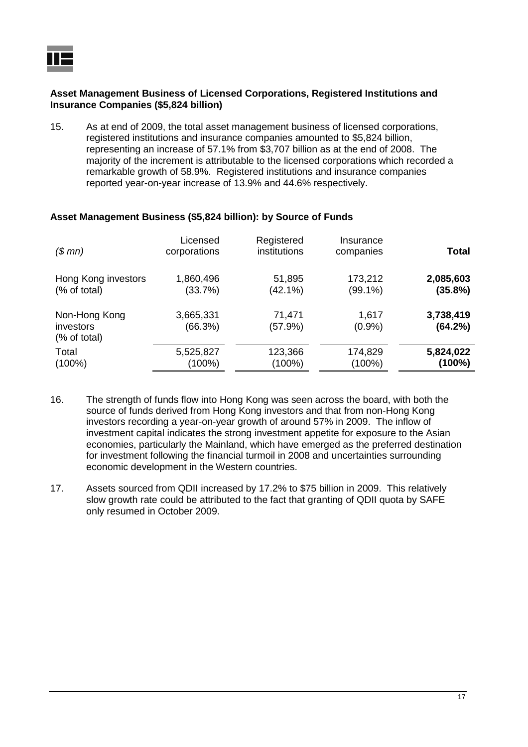**Asset Management Business of Licensed Corporations, Registered Institutions and Insurance Companies ($5,824 billion)**

15. As at end of 2009, the total asset management business of licensed corporations, registered institutions and insurance companies amounted to $5,824 billion, representing an increase of 57.1% from $3,707 billion as at the end of 2008. The majority of the increment is attributable to the licensed corporations which recorded a remarkable growth of 58.9%. Registered institutions and insurance companies reported year-on-year increase of 13.9% and 44.6% respectively.

**Asset Management Business ($5,824 billion): by Source of Funds**

| *($ mn)* | Licensed corporations | Registered institutions | Insurance companies | **Total** |
|---|---|---|---|---|
| Hong Kong investors (% of total) | 1,860,496 (33.7%) | 51,895 (42.1%) | 173,212 (99.1%) | **2,085,603 (35.8%)** |
| Non-Hong Kong investors (% of total) | 3,665,331 (66.3%) | 71,471 (57.9%) | 1,617 (0.9%) | **3,738,419 (64.2%)** |
| Total (100%) | 5,525,827 (100%) | 123,366 (100%) | 174,829 (100%) | **5,824,022 (100%)** |

16. The strength of funds flow into Hong Kong was seen across the board, with both the source of funds derived from Hong Kong investors and that from non-Hong Kong investors recording a year-on-year growth of around 57% in 2009. The inflow of investment capital indicates the strong investment appetite for exposure to the Asian economies, particularly the Mainland, which have emerged as the preferred destination for investment following the financial turmoil in 2008 and uncertainties surrounding economic development in the Western countries.

17. Assets sourced from QDII increased by 17.2% to $75 billion in 2009. This relatively slow growth rate could be attributed to the fact that granting of QDII quota by SAFE only resumed in October 2009.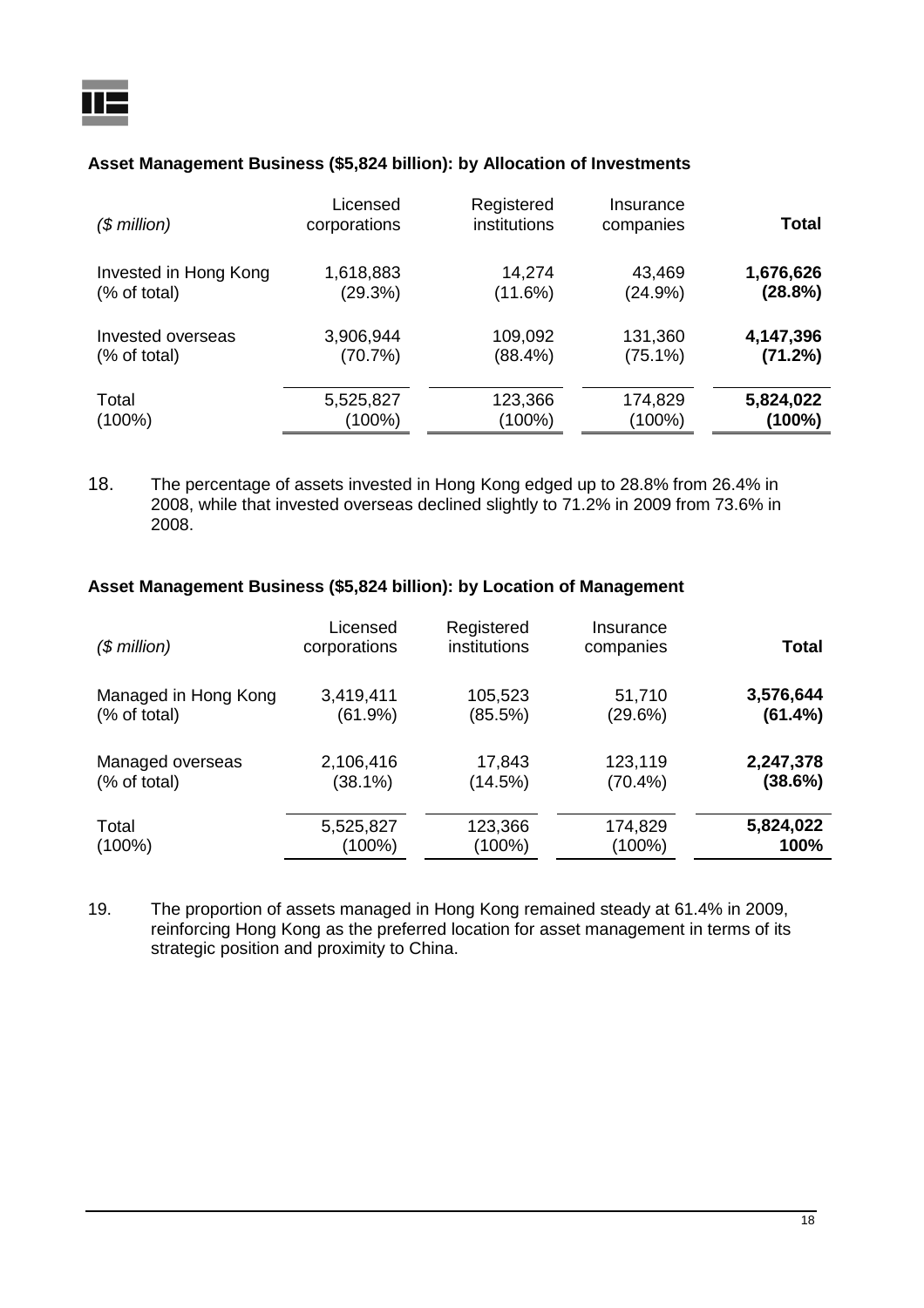### Asset Management Business ($5,824 billion): by Allocation of Investments

| *($ million)* | Licensed corporations | Registered institutions | Insurance companies | **Total** |
|---|---|---|---|---|
| Invested in Hong Kong | 1,618,883 | 14,274 | 43,469 | **1,676,626** |
| (% of total) | (29.3%) | (11.6%) | (24.9%) | **(28.8%)** |
| Invested overseas | 3,906,944 | 109,092 | 131,360 | **4,147,396** |
| (% of total) | (70.7%) | (88.4%) | (75.1%) | **(71.2%)** |
| Total | 5,525,827 | 123,366 | 174,829 | **5,824,022** |
| (100%) | (100%) | (100%) | (100%) | **(100%)** |

18. The percentage of assets invested in Hong Kong edged up to 28.8% from 26.4% in 2008, while that invested overseas declined slightly to 71.2% in 2009 from 73.6% in 2008.

### Asset Management Business ($5,824 billion): by Location of Management

| *($ million)* | Licensed corporations | Registered institutions | Insurance companies | **Total** |
|---|---|---|---|---|
| Managed in Hong Kong | 3,419,411 | 105,523 | 51,710 | **3,576,644** |
| (% of total) | (61.9%) | (85.5%) | (29.6%) | **(61.4%)** |
| Managed overseas | 2,106,416 | 17,843 | 123,119 | **2,247,378** |
| (% of total) | (38.1%) | (14.5%) | (70.4%) | **(38.6%)** |
| Total | 5,525,827 | 123,366 | 174,829 | **5,824,022** |
| (100%) | (100%) | (100%) | (100%) | **100%** |

19. The proportion of assets managed in Hong Kong remained steady at 61.4% in 2009, reinforcing Hong Kong as the preferred location for asset management in terms of its strategic position and proximity to China.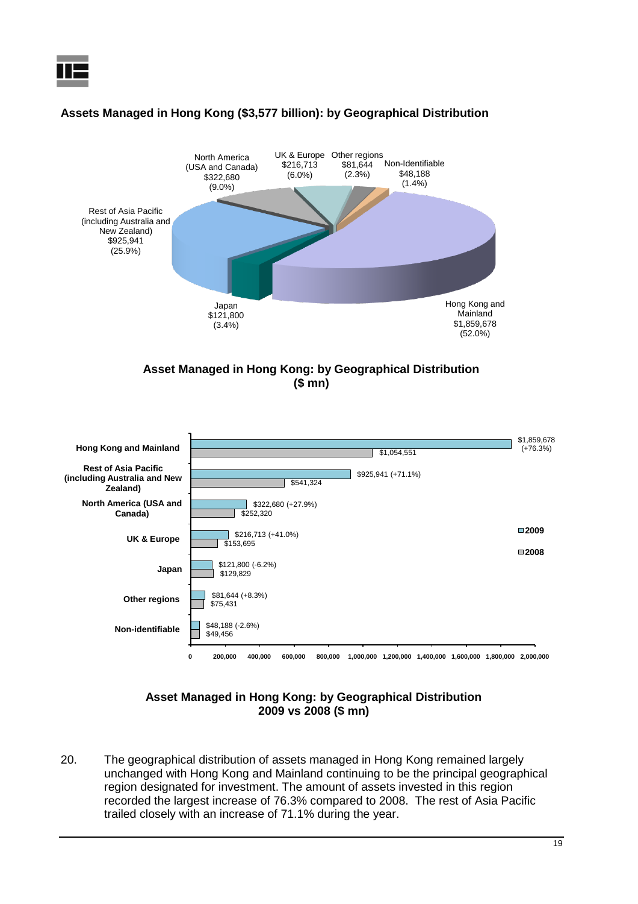**Assets Managed in Hong Kong ($3,577 billion): by Geographical Distribution**

| Region | Amount | Share |
|---|---|---|
| Hong Kong and Mainland | $1,859,678 | (52.0%) |
| Rest of Asia Pacific (including Australia and New Zealand) | $925,941 | (25.9%) |
| North America (USA and Canada) | $322,680 | (9.0%) |
| UK & Europe | $216,713 | (6.0%) |
| Japan | $121,800 | (3.4%) |
| Other regions | $81,644 | (2.3%) |
| Non-Identifiable | $48,188 | (1.4%) |

**Asset Managed in Hong Kong: by Geographical Distribution ($ mn)**

| Region | 2009 | 2008 |
|---|---|---|
| Hong Kong and Mainland | $1,859,678 (+76.3%) | $1,054,551 |
| Rest of Asia Pacific (including Australia and New Zealand) | $925,941 (+71.1%) | $541,324 |
| North America (USA and Canada) | $322,680 (+27.9%) | $252,320 |
| UK & Europe | $216,713 (+41.0%) | $153,695 |
| Japan | $121,800 (-6.2%) | $129,829 |
| Other regions | $81,644 (+8.3%) | $75,431 |
| Non-identifiable | $48,188 (-2.6%) | $49,456 |

**Asset Managed in Hong Kong: by Geographical Distribution 2009 vs 2008 ($ mn)**

20. The geographical distribution of assets managed in Hong Kong remained largely unchanged with Hong Kong and Mainland continuing to be the principal geographical region designated for investment. The amount of assets invested in this region recorded the largest increase of 76.3% compared to 2008. The rest of Asia Pacific trailed closely with an increase of 71.1% during the year.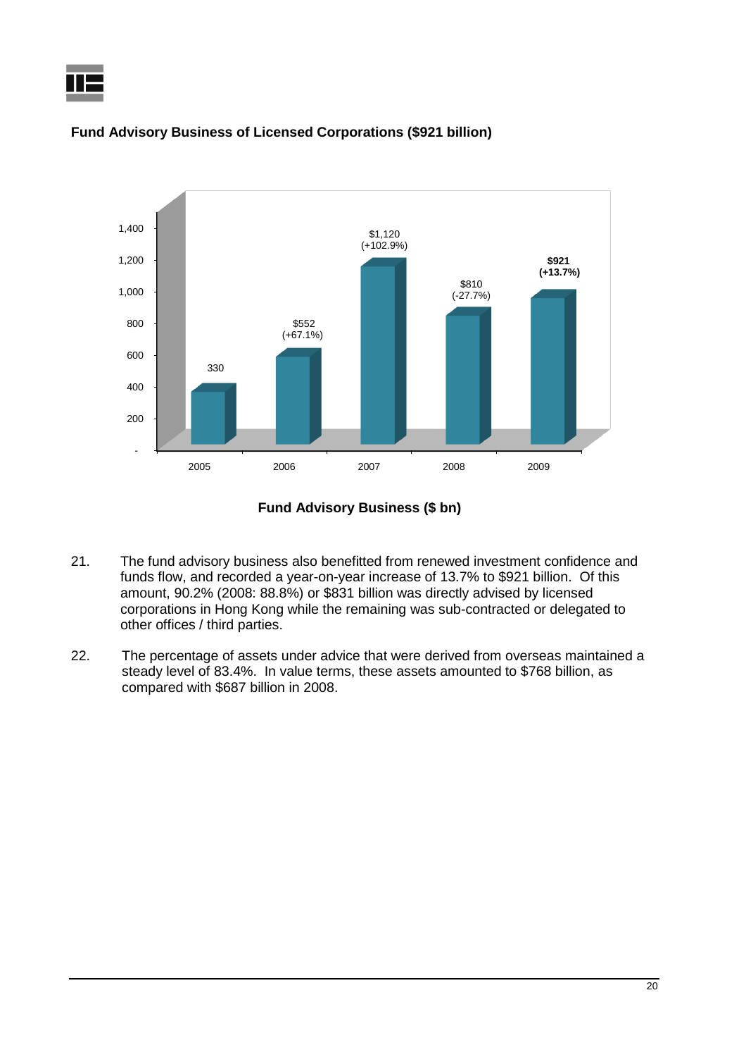**Fund Advisory Business of Licensed Corporations ($921 billion)**

| Year | Fund Advisory Business ($ bn) |
| --- | --- |
| 2005 | 330 |
| 2006 | $552 (+67.1%) |
| 2007 | $1,120 (+102.9%) |
| 2008 | $810 (-27.7%) |
| 2009 | **$921 (+13.7%)** |

**Fund Advisory Business ($ bn)**

21. The fund advisory business also benefitted from renewed investment confidence and funds flow, and recorded a year-on-year increase of 13.7% to $921 billion. Of this amount, 90.2% (2008: 88.8%) or $831 billion was directly advised by licensed corporations in Hong Kong while the remaining was sub-contracted or delegated to other offices / third parties.

22. The percentage of assets under advice that were derived from overseas maintained a steady level of 83.4%. In value terms, these assets amounted to $768 billion, as compared with $687 billion in 2008.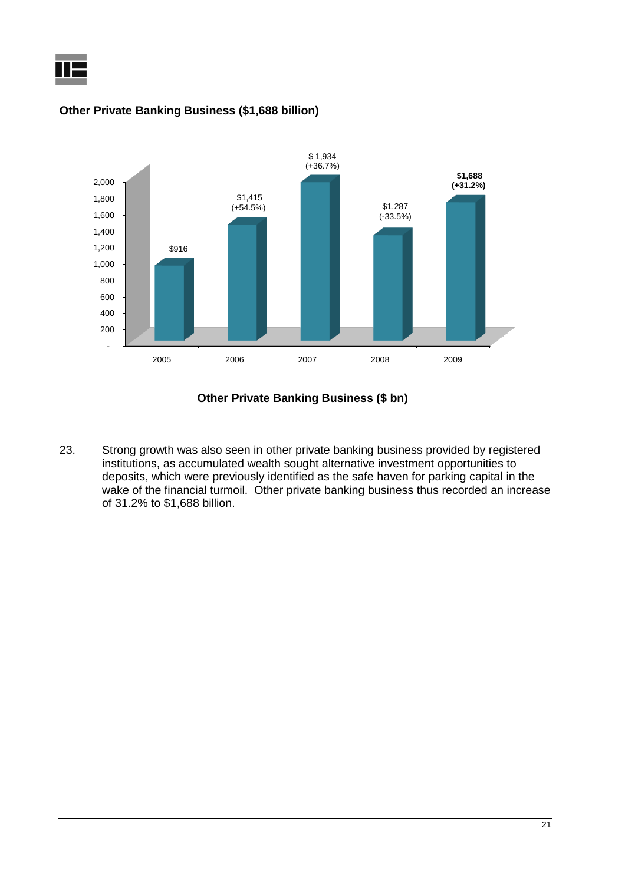**Other Private Banking Business ($1,688 billion)**

| Year | Other Private Banking Business ($ bn) | Change |
|---|---|---|
| 2005 | $916 | |
| 2006 | $1,415 | (+54.5%) |
| 2007 | $ 1,934 | (+36.7%) |
| 2008 | $1,287 | (-33.5%) |
| 2009 | **$1,688** | **(+31.2%)** |

**Other Private Banking Business ($ bn)**

23. Strong growth was also seen in other private banking business provided by registered institutions, as accumulated wealth sought alternative investment opportunities to deposits, which were previously identified as the safe haven for parking capital in the wake of the financial turmoil. Other private banking business thus recorded an increase of 31.2% to $1,688 billion.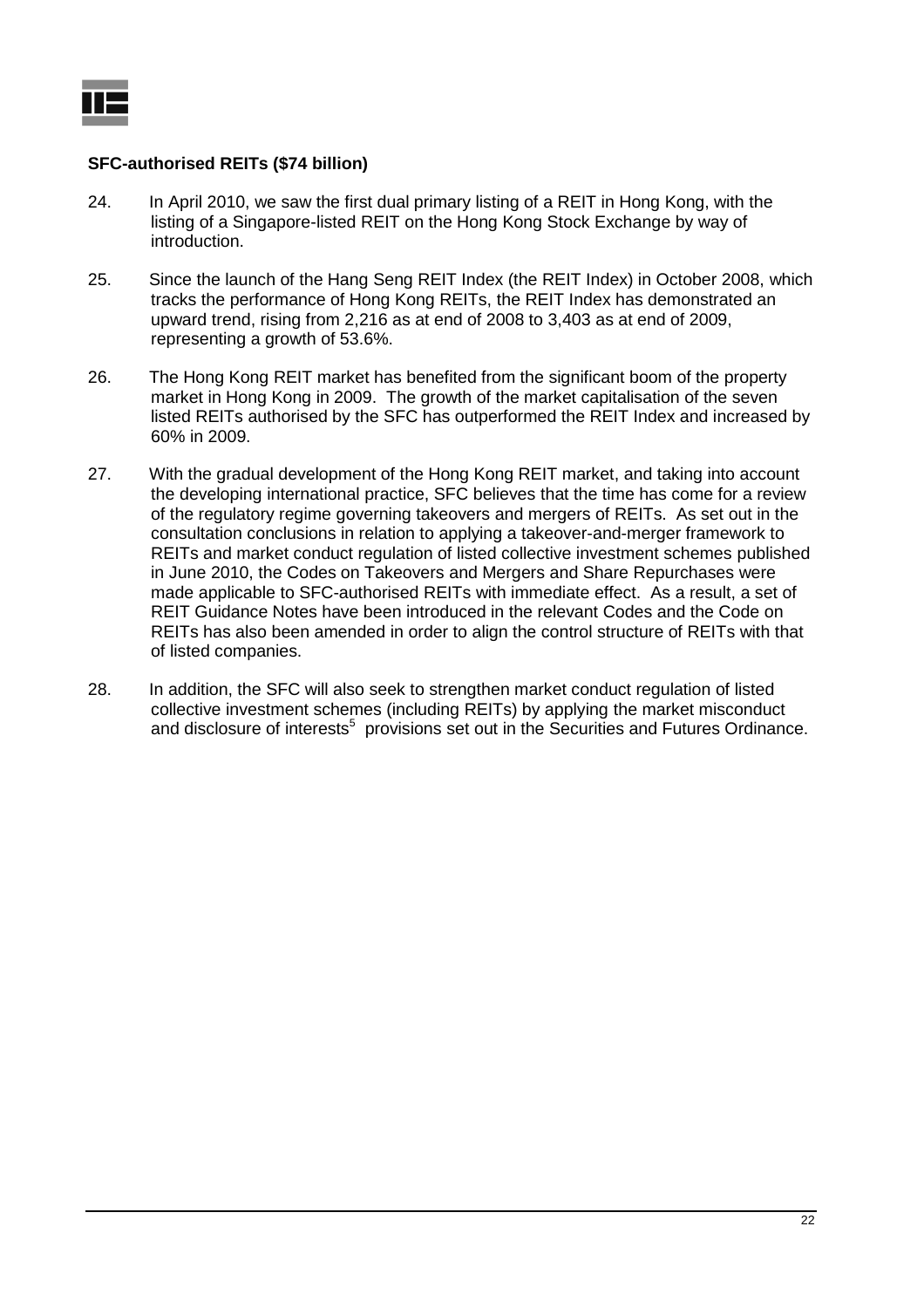**SFC-authorised REITs ($74 billion)**

24. In April 2010, we saw the first dual primary listing of a REIT in Hong Kong, with the listing of a Singapore-listed REIT on the Hong Kong Stock Exchange by way of introduction.

25. Since the launch of the Hang Seng REIT Index (the REIT Index) in October 2008, which tracks the performance of Hong Kong REITs, the REIT Index has demonstrated an upward trend, rising from 2,216 as at end of 2008 to 3,403 as at end of 2009, representing a growth of 53.6%.

26. The Hong Kong REIT market has benefited from the significant boom of the property market in Hong Kong in 2009. The growth of the market capitalisation of the seven listed REITs authorised by the SFC has outperformed the REIT Index and increased by 60% in 2009.

27. With the gradual development of the Hong Kong REIT market, and taking into account the developing international practice, SFC believes that the time has come for a review of the regulatory regime governing takeovers and mergers of REITs. As set out in the consultation conclusions in relation to applying a takeover-and-merger framework to REITs and market conduct regulation of listed collective investment schemes published in June 2010, the Codes on Takeovers and Mergers and Share Repurchases were made applicable to SFC-authorised REITs with immediate effect. As a result, a set of REIT Guidance Notes have been introduced in the relevant Codes and the Code on REITs has also been amended in order to align the control structure of REITs with that of listed companies.

28. In addition, the SFC will also seek to strengthen market conduct regulation of listed collective investment schemes (including REITs) by applying the market misconduct and disclosure of interests[5] provisions set out in the Securities and Futures Ordinance.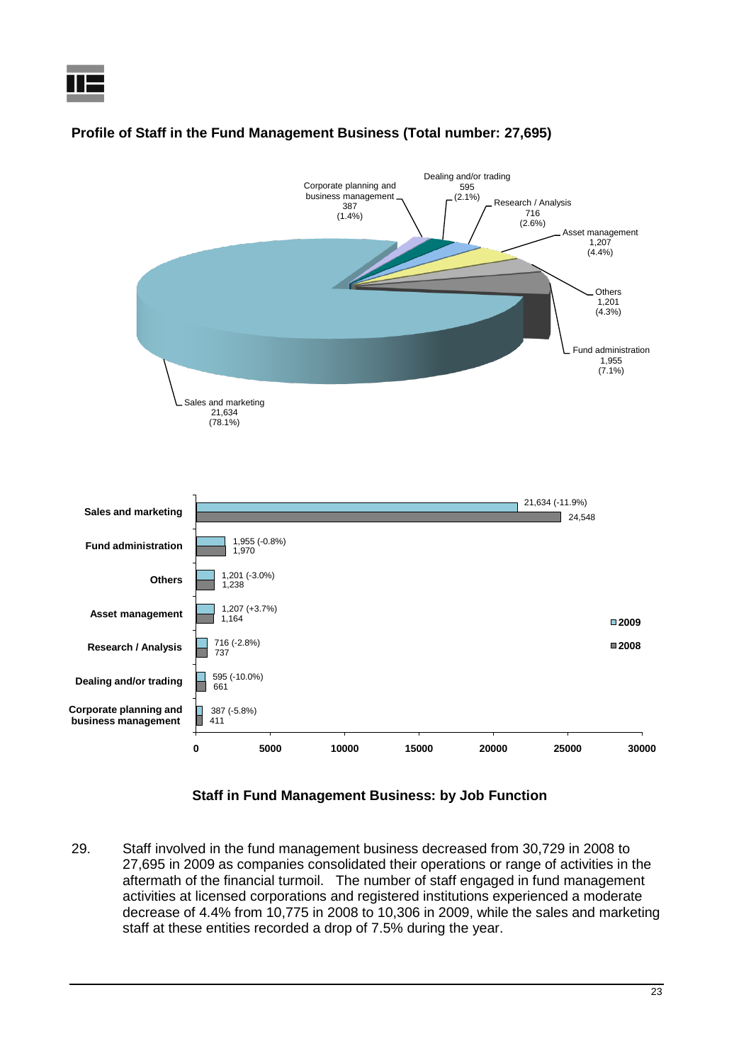**Profile of Staff in the Fund Management Business (Total number: 27,695)**

| Job function | Number | Share |
| --- | --- | --- |
| Sales and marketing | 21,634 | (78.1%) |
| Fund administration | 1,955 | (7.1%) |
| Others | 1,201 | (4.3%) |
| Asset management | 1,207 | (4.4%) |
| Research / Analysis | 716 | (2.6%) |
| Dealing and/or trading | 595 | (2.1%) |
| Corporate planning and business management | 387 | (1.4%) |

| Job function | 2009 | 2008 |
| --- | --- | --- |
| Sales and marketing | 21,634 (-11.9%) | 24,548 |
| Fund administration | 1,955 (-0.8%) | 1,970 |
| Others | 1,201 (-3.0%) | 1,238 |
| Asset management | 1,207 (+3.7%) | 1,164 |
| Research / Analysis | 716 (-2.8%) | 737 |
| Dealing and/or trading | 595 (-10.0%) | 661 |
| Corporate planning and business management | 387 (-5.8%) | 411 |

**Staff in Fund Management Business: by Job Function**

29. Staff involved in the fund management business decreased from 30,729 in 2008 to 27,695 in 2009 as companies consolidated their operations or range of activities in the aftermath of the financial turmoil. The number of staff engaged in fund management activities at licensed corporations and registered institutions experienced a moderate decrease of 4.4% from 10,775 in 2008 to 10,306 in 2009, while the sales and marketing staff at these entities recorded a drop of 7.5% during the year.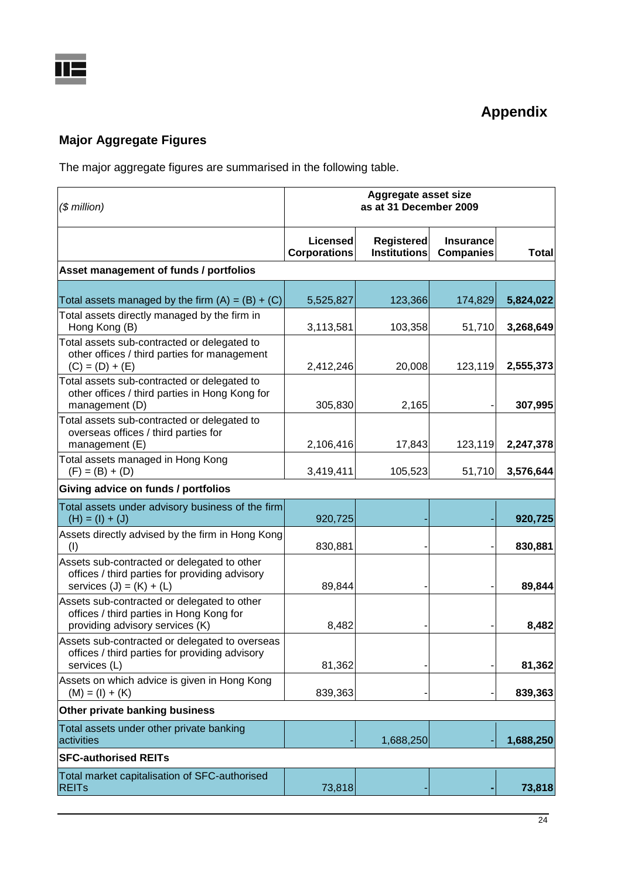# Appendix

## Major Aggregate Figures

The major aggregate figures are summarised in the following table.

| *($ million)* | Aggregate asset size as at 31 December 2009 | | | |
|---|---|---|---|---|
| | **Licensed Corporations** | **Registered Institutions** | **Insurance Companies** | **Total** |
| **Asset management of funds / portfolios** | | | | |
| Total assets managed by the firm (A) = (B) + (C) | 5,525,827 | 123,366 | 174,829 | **5,824,022** |
| Total assets directly managed by the firm in Hong Kong (B) | 3,113,581 | 103,358 | 51,710 | **3,268,649** |
| Total assets sub-contracted or delegated to other offices / third parties for management (C) = (D) + (E) | 2,412,246 | 20,008 | 123,119 | **2,555,373** |
| Total assets sub-contracted or delegated to other offices / third parties in Hong Kong for management (D) | 305,830 | 2,165 | - | **307,995** |
| Total assets sub-contracted or delegated to overseas offices / third parties for management (E) | 2,106,416 | 17,843 | 123,119 | **2,247,378** |
| Total assets managed in Hong Kong (F) = (B) + (D) | 3,419,411 | 105,523 | 51,710 | **3,576,644** |
| **Giving advice on funds / portfolios** | | | | |
| Total assets under advisory business of the firm (H) = (I) + (J) | 920,725 | - | - | **920,725** |
| Assets directly advised by the firm in Hong Kong (I) | 830,881 | - | - | **830,881** |
| Assets sub-contracted or delegated to other offices / third parties for providing advisory services (J) = (K) + (L) | 89,844 | - | - | **89,844** |
| Assets sub-contracted or delegated to other offices / third parties in Hong Kong for providing advisory services (K) | 8,482 | - | - | **8,482** |
| Assets sub-contracted or delegated to overseas offices / third parties for providing advisory services (L) | 81,362 | - | - | **81,362** |
| Assets on which advice is given in Hong Kong (M) = (I) + (K) | 839,363 | - | - | **839,363** |
| **Other private banking business** | | | | |
| Total assets under other private banking activities | - | 1,688,250 | - | **1,688,250** |
| **SFC-authorised REITs** | | | | |
| Total market capitalisation of SFC-authorised REITs | 73,818 | - | **-** | **73,818** |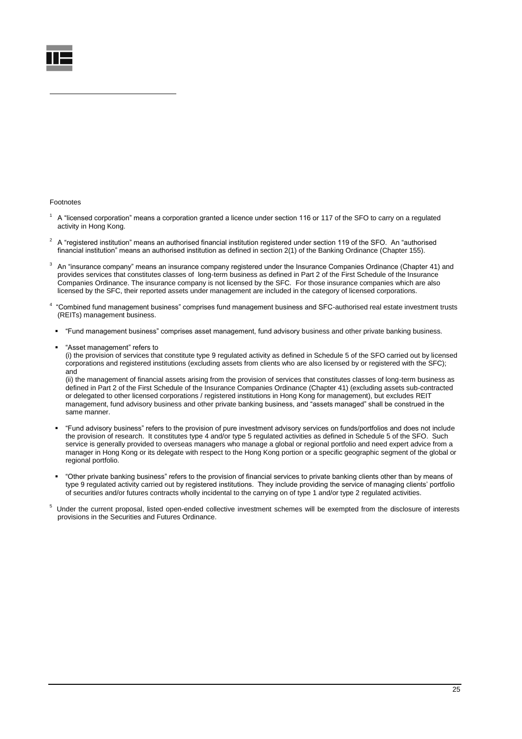Footnotes

[1] A "licensed corporation" means a corporation granted a licence under section 116 or 117 of the SFO to carry on a regulated activity in Hong Kong.

[2] A "registered institution" means an authorised financial institution registered under section 119 of the SFO. An "authorised financial institution" means an authorised institution as defined in section 2(1) of the Banking Ordinance (Chapter 155).

[3] An "insurance company" means an insurance company registered under the Insurance Companies Ordinance (Chapter 41) and provides services that constitutes classes of long-term business as defined in Part 2 of the First Schedule of the Insurance Companies Ordinance. The insurance company is not licensed by the SFC. For those insurance companies which are also licensed by the SFC, their reported assets under management are included in the category of licensed corporations.

[4] "Combined fund management business" comprises fund management business and SFC-authorised real estate investment trusts (REITs) management business.

- "Fund management business" comprises asset management, fund advisory business and other private banking business.
- "Asset management" refers to
  (i) the provision of services that constitute type 9 regulated activity as defined in Schedule 5 of the SFO carried out by licensed corporations and registered institutions (excluding assets from clients who are also licensed by or registered with the SFC); and
  (ii) the management of financial assets arising from the provision of services that constitutes classes of long-term business as defined in Part 2 of the First Schedule of the Insurance Companies Ordinance (Chapter 41) (excluding assets sub-contracted or delegated to other licensed corporations / registered institutions in Hong Kong for management), but excludes REIT management, fund advisory business and other private banking business, and "assets managed" shall be construed in the same manner.
- "Fund advisory business" refers to the provision of pure investment advisory services on funds/portfolios and does not include the provision of research. It constitutes type 4 and/or type 5 regulated activities as defined in Schedule 5 of the SFO. Such service is generally provided to overseas managers who manage a global or regional portfolio and need expert advice from a manager in Hong Kong or its delegate with respect to the Hong Kong portion or a specific geographic segment of the global or regional portfolio.
- "Other private banking business" refers to the provision of financial services to private banking clients other than by means of type 9 regulated activity carried out by registered institutions. They include providing the service of managing clients' portfolio of securities and/or futures contracts wholly incidental to the carrying on of type 1 and/or type 2 regulated activities.

[5] Under the current proposal, listed open-ended collective investment schemes will be exempted from the disclosure of interests provisions in the Securities and Futures Ordinance.